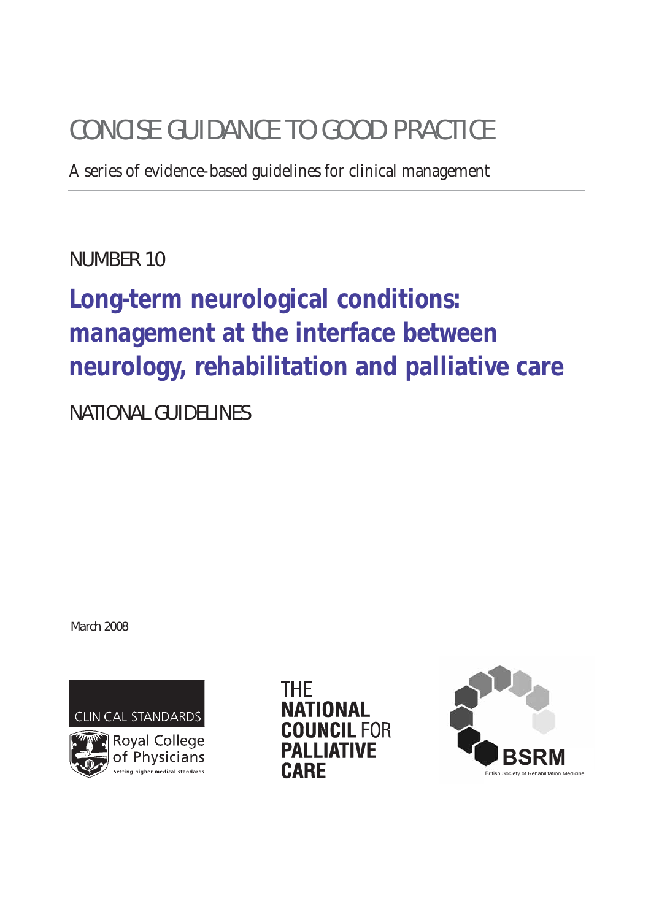CONCISE GUIDANCE TO GOOD PRACTICE

A series of evidence-based guidelines for clinical management

NUMBER 10

# Long-term neurological conditions: management at the interface between neurology, rehabilitation and palliative care

NATIONAL GUIDELINES

March 2008

CLINICAL STANDARDS

Royal College of Physicians
Setting higher medical standards

THE NATIONAL COUNCIL FOR PALLIATIVE CARE

BSRM
British Society of Rehabilitation Medicine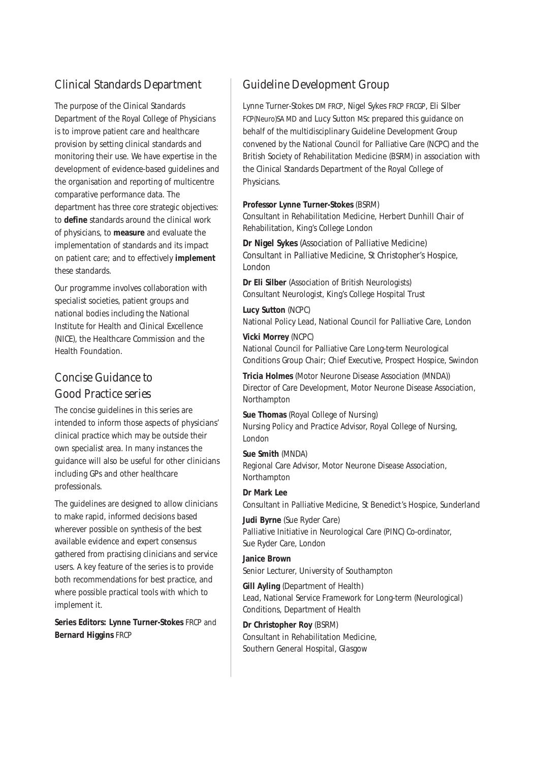## Clinical Standards Department

The purpose of the Clinical Standards Department of the Royal College of Physicians is to improve patient care and healthcare provision by setting clinical standards and monitoring their use. We have expertise in the development of evidence-based guidelines and the organisation and reporting of multicentre comparative performance data. The department has three core strategic objectives: to **define** standards around the clinical work of physicians, to **measure** and evaluate the implementation of standards and its impact on patient care; and to effectively **implement** these standards.

Our programme involves collaboration with specialist societies, patient groups and national bodies including the National Institute for Health and Clinical Excellence (NICE), the Healthcare Commission and the Health Foundation.

## Concise Guidance to Good Practice series

The concise guidelines in this series are intended to inform those aspects of physicians' clinical practice which may be outside their own specialist area. In many instances the guidance will also be useful for other clinicians including GPs and other healthcare professionals.

The guidelines are designed to allow clinicians to make rapid, informed decisions based wherever possible on synthesis of the best available evidence and expert consensus gathered from practising clinicians and service users. A key feature of the series is to provide both recommendations for best practice, and where possible practical tools with which to implement it.

**Series Editors: Lynne Turner-Stokes** FRCP and **Bernard Higgins** FRCP

## Guideline Development Group

Lynne Turner-Stokes DM FRCP, Nigel Sykes FRCP FRCGP, Eli Silber FCP(Neuro)SA MD and Lucy Sutton MSc prepared this guidance on behalf of the multidisciplinary Guideline Development Group convened by the National Council for Palliative Care (NCPC) and the British Society of Rehabilitation Medicine (BSRM) in association with the Clinical Standards Department of the Royal College of Physicians.

**Professor Lynne Turner-Stokes** (BSRM)
Consultant in Rehabilitation Medicine, Herbert Dunhill Chair of Rehabilitation, King's College London

**Dr Nigel Sykes** (Association of Palliative Medicine)
Consultant in Palliative Medicine, St Christopher's Hospice, London

**Dr Eli Silber** (Association of British Neurologists)
Consultant Neurologist, King's College Hospital Trust

**Lucy Sutton** (NCPC)
National Policy Lead, National Council for Palliative Care, London

**Vicki Morrey** (NCPC)
National Council for Palliative Care Long-term Neurological Conditions Group Chair; Chief Executive, Prospect Hospice, Swindon

**Tricia Holmes** (Motor Neurone Disease Association (MNDA))
Director of Care Development, Motor Neurone Disease Association, Northampton

**Sue Thomas** (Royal College of Nursing)
Nursing Policy and Practice Advisor, Royal College of Nursing, London

**Sue Smith** (MNDA)
Regional Care Advisor, Motor Neurone Disease Association, Northampton

**Dr Mark Lee**
Consultant in Palliative Medicine, St Benedict's Hospice, Sunderland

**Judi Byrne** (Sue Ryder Care)
Palliative Initiative in Neurological Care (PINC) Co-ordinator, Sue Ryder Care, London

**Janice Brown**
Senior Lecturer, University of Southampton

**Gill Ayling** (Department of Health)
Lead, National Service Framework for Long-term (Neurological) Conditions, Department of Health

**Dr Christopher Roy** (BSRM)
Consultant in Rehabilitation Medicine, Southern General Hospital, Glasgow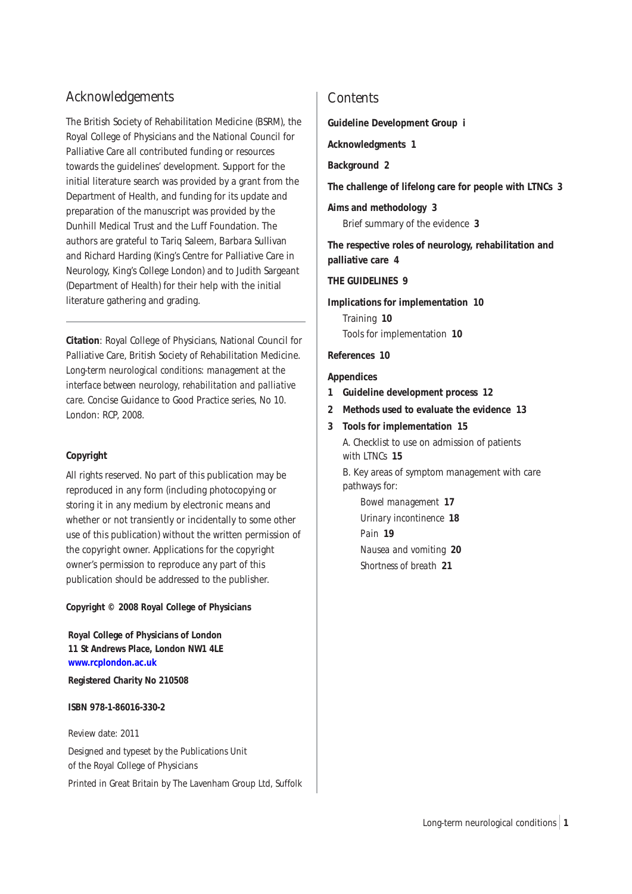## Acknowledgements

The British Society of Rehabilitation Medicine (BSRM), the Royal College of Physicians and the National Council for Palliative Care all contributed funding or resources towards the guidelines' development. Support for the initial literature search was provided by a grant from the Department of Health, and funding for its update and preparation of the manuscript was provided by the Dunhill Medical Trust and the Luff Foundation. The authors are grateful to Tariq Saleem, Barbara Sullivan and Richard Harding (King's Centre for Palliative Care in Neurology, King's College London) and to Judith Sargeant (Department of Health) for their help with the initial literature gathering and grading.

---

**Citation**: Royal College of Physicians, National Council for Palliative Care, British Society of Rehabilitation Medicine. *Long-term neurological conditions: management at the interface between neurology, rehabilitation and palliative care*. Concise Guidance to Good Practice series, No 10. London: RCP, 2008.

**Copyright**

All rights reserved. No part of this publication may be reproduced in any form (including photocopying or storing it in any medium by electronic means and whether or not transiently or incidentally to some other use of this publication) without the written permission of the copyright owner. Applications for the copyright owner's permission to reproduce any part of this publication should be addressed to the publisher.

**Copyright © 2008 Royal College of Physicians**

**Royal College of Physicians of London**
**11 St Andrews Place, London NW1 4LE**
**www.rcplondon.ac.uk**

**Registered Charity No 210508**

**ISBN 978-1-86016-330-2**

Review date: 2011

Designed and typeset by the Publications Unit of the Royal College of Physicians

Printed in Great Britain by The Lavenham Group Ltd, Suffolk

## Contents

**Guideline Development Group i**

**Acknowledgments 1**

**Background 2**

**The challenge of lifelong care for people with LTNCs 3**

**Aims and methodology 3**

- Brief summary of the evidence **3**

**The respective roles of neurology, rehabilitation and palliative care 4**

**THE GUIDELINES 9**

**Implications for implementation 10**

- Training **10**
- Tools for implementation **10**

**References 10**

**Appendices**

1. **Guideline development process 12**
2. **Methods used to evaluate the evidence 13**
3. **Tools for implementation 15**
   - A. Checklist to use on admission of patients with LTNCs **15**
   - B. Key areas of symptom management with care pathways for:
     - *Bowel management* **17**
     - *Urinary incontinence* **18**
     - *Pain* **19**
     - *Nausea and vomiting* **20**
     - *Shortness of breath* **21**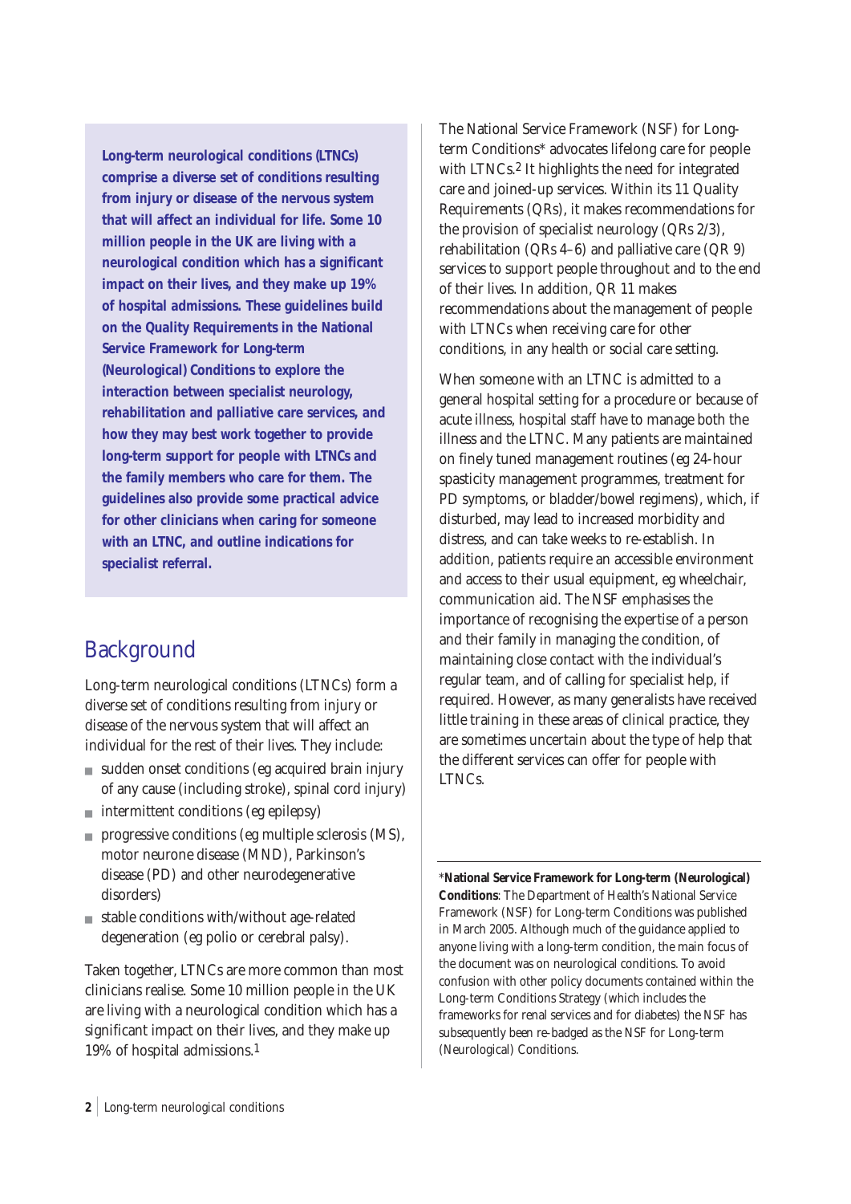**Long-term neurological conditions (LTNCs) comprise a diverse set of conditions resulting from injury or disease of the nervous system that will affect an individual for life. Some 10 million people in the UK are living with a neurological condition which has a significant impact on their lives, and they make up 19% of hospital admissions. These guidelines build on the Quality Requirements in the National Service Framework for Long-term (Neurological) Conditions to explore the interaction between specialist neurology, rehabilitation and palliative care services, and how they may best work together to provide long-term support for people with LTNCs and the family members who care for them. The guidelines also provide some practical advice for other clinicians when caring for someone with an LTNC, and outline indications for specialist referral.**

## Background

Long-term neurological conditions (LTNCs) form a diverse set of conditions resulting from injury or disease of the nervous system that will affect an individual for the rest of their lives. They include:

- sudden onset conditions (eg acquired brain injury of any cause (including stroke), spinal cord injury)
- intermittent conditions (eg epilepsy)
- progressive conditions (eg multiple sclerosis (MS), motor neurone disease (MND), Parkinson's disease (PD) and other neurodegenerative disorders)
- stable conditions with/without age-related degeneration (eg polio or cerebral palsy).

Taken together, LTNCs are more common than most clinicians realise. Some 10 million people in the UK are living with a neurological condition which has a significant impact on their lives, and they make up 19% of hospital admissions.[1]

The National Service Framework (NSF) for Long-term Conditions* advocates lifelong care for people with LTNCs.[2] It highlights the need for integrated care and joined-up services. Within its 11 Quality Requirements (QRs), it makes recommendations for the provision of specialist neurology (QRs 2/3), rehabilitation (QRs 4–6) and palliative care (QR 9) services to support people throughout and to the end of their lives. In addition, QR 11 makes recommendations about the management of people with LTNCs when receiving care for other conditions, in any health or social care setting.

When someone with an LTNC is admitted to a general hospital setting for a procedure or because of acute illness, hospital staff have to manage both the illness and the LTNC. Many patients are maintained on finely tuned management routines (eg 24-hour spasticity management programmes, treatment for PD symptoms, or bladder/bowel regimens), which, if disturbed, may lead to increased morbidity and distress, and can take weeks to re-establish. In addition, patients require an accessible environment and access to their usual equipment, eg wheelchair, communication aid. The NSF emphasises the importance of recognising the expertise of a person and their family in managing the condition, of maintaining close contact with the individual's regular team, and of calling for specialist help, if required. However, as many generalists have received little training in these areas of clinical practice, they are sometimes uncertain about the type of help that the different services can offer for people with LTNCs.

---

*__National Service Framework for Long-term (Neurological) Conditions__: The Department of Health's National Service Framework (NSF) for Long-term Conditions was published in March 2005. Although much of the guidance applied to anyone living with a long-term condition, the main focus of the document was on neurological conditions. To avoid confusion with other policy documents contained within the Long-term Conditions Strategy (which includes the frameworks for renal services and for diabetes) the NSF has subsequently been re-badged as the NSF for Long-term (Neurological) Conditions.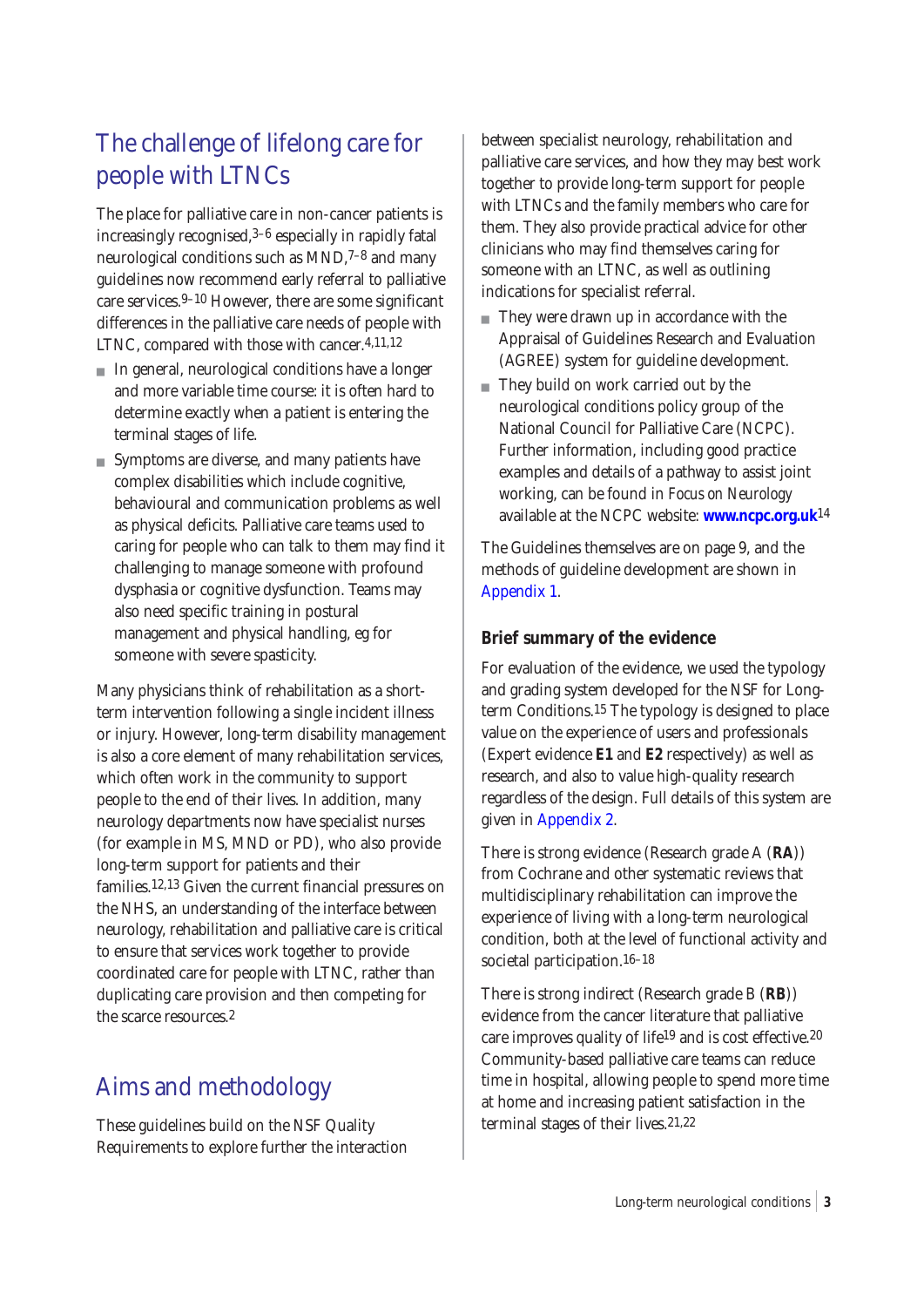## The challenge of lifelong care for people with LTNCs

The place for palliative care in non-cancer patients is increasingly recognised,[3–6] especially in rapidly fatal neurological conditions such as MND,[7–8] and many guidelines now recommend early referral to palliative care services.[9–10] However, there are some significant differences in the palliative care needs of people with LTNC, compared with those with cancer.[4,11,12]

- In general, neurological conditions have a longer and more variable time course: it is often hard to determine exactly when a patient is entering the terminal stages of life.
- Symptoms are diverse, and many patients have complex disabilities which include cognitive, behavioural and communication problems as well as physical deficits. Palliative care teams used to caring for people who can talk to them may find it challenging to manage someone with profound dysphasia or cognitive dysfunction. Teams may also need specific training in postural management and physical handling, eg for someone with severe spasticity.

Many physicians think of rehabilitation as a short-term intervention following a single incident illness or injury. However, long-term disability management is also a core element of many rehabilitation services, which often work in the community to support people to the end of their lives. In addition, many neurology departments now have specialist nurses (for example in MS, MND or PD), who also provide long-term support for patients and their families.[12,13] Given the current financial pressures on the NHS, an understanding of the interface between neurology, rehabilitation and palliative care is critical to ensure that services work together to provide coordinated care for people with LTNC, rather than duplicating care provision and then competing for the scarce resources.[2]

## Aims and methodology

These guidelines build on the NSF Quality Requirements to explore further the interaction between specialist neurology, rehabilitation and palliative care services, and how they may best work together to provide long-term support for people with LTNCs and the family members who care for them. They also provide practical advice for other clinicians who may find themselves caring for someone with an LTNC, as well as outlining indications for specialist referral.

- They were drawn up in accordance with the Appraisal of Guidelines Research and Evaluation (AGREE) system for guideline development.
- They build on work carried out by the neurological conditions policy group of the National Council for Palliative Care (NCPC). Further information, including good practice examples and details of a pathway to assist joint working, can be found in *Focus on Neurology* available at the NCPC website: **www.ncpc.org.uk**[14]

The Guidelines themselves are on page 9, and the methods of guideline development are shown in Appendix 1.

### Brief summary of the evidence

For evaluation of the evidence, we used the typology and grading system developed for the NSF for Long-term Conditions.[15] The typology is designed to place value on the experience of users and professionals (Expert evidence **E1** and **E2** respectively) as well as research, and also to value high-quality research regardless of the design. Full details of this system are given in Appendix 2.

There is strong evidence (Research grade A (**RA**)) from Cochrane and other systematic reviews that multidisciplinary rehabilitation can improve the experience of living with a long-term neurological condition, both at the level of functional activity and societal participation.[16–18]

There is strong indirect (Research grade B (**RB**)) evidence from the cancer literature that palliative care improves quality of life[19] and is cost effective.[20] Community-based palliative care teams can reduce time in hospital, allowing people to spend more time at home and increasing patient satisfaction in the terminal stages of their lives.[21,22]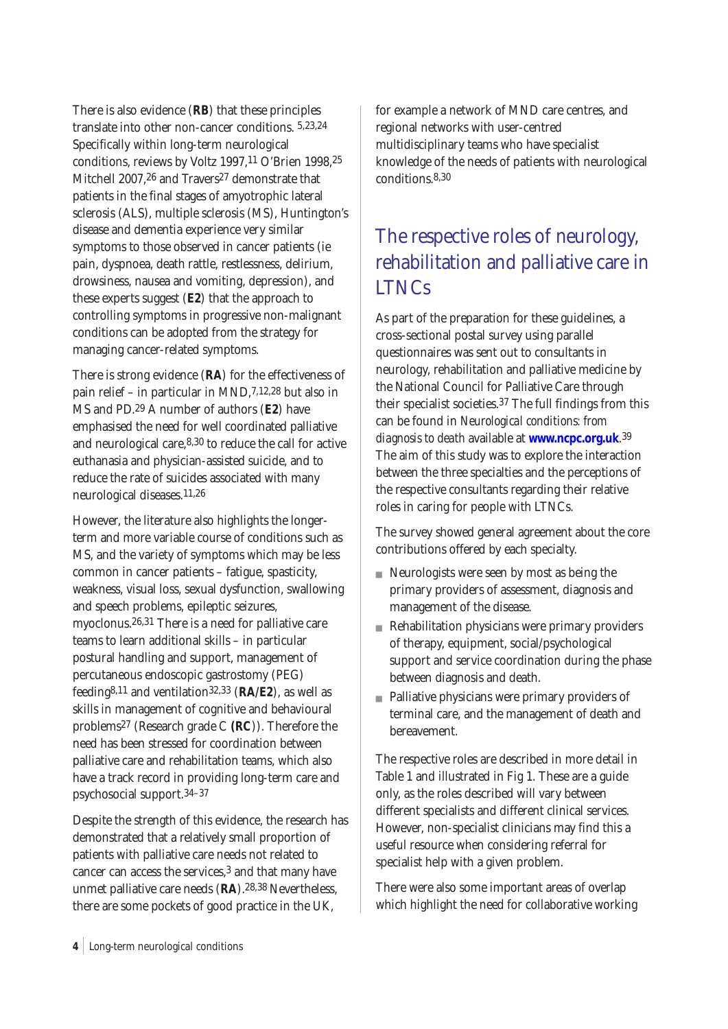There is also evidence (**RB**) that these principles translate into other non-cancer conditions.[5,23,24] Specifically within long-term neurological conditions, reviews by Voltz 1997,[11] O'Brien 1998,[25] Mitchell 2007,[26] and Travers[27] demonstrate that patients in the final stages of amyotrophic lateral sclerosis (ALS), multiple sclerosis (MS), Huntington's disease and dementia experience very similar symptoms to those observed in cancer patients (ie pain, dyspnoea, death rattle, restlessness, delirium, drowsiness, nausea and vomiting, depression), and these experts suggest (**E2**) that the approach to controlling symptoms in progressive non-malignant conditions can be adopted from the strategy for managing cancer-related symptoms.

There is strong evidence (**RA**) for the effectiveness of pain relief – in particular in MND,[7,12,28] but also in MS and PD.[29] A number of authors (**E2**) have emphasised the need for well coordinated palliative and neurological care,[8,30] to reduce the call for active euthanasia and physician-assisted suicide, and to reduce the rate of suicides associated with many neurological diseases.[11,26]

However, the literature also highlights the longer-term and more variable course of conditions such as MS, and the variety of symptoms which may be less common in cancer patients – fatigue, spasticity, weakness, visual loss, sexual dysfunction, swallowing and speech problems, epileptic seizures, myoclonus.[26,31] There is a need for palliative care teams to learn additional skills – in particular postural handling and support, management of percutaneous endoscopic gastrostomy (PEG) feeding[8,11] and ventilation[32,33] (**RA/E2**), as well as skills in management of cognitive and behavioural problems[27] (Research grade C **(RC)**). Therefore the need has been stressed for coordination between palliative care and rehabilitation teams, which also have a track record in providing long-term care and psychosocial support.[34–37]

Despite the strength of this evidence, the research has demonstrated that a relatively small proportion of patients with palliative care needs not related to cancer can access the services,[3] and that many have unmet palliative care needs (**RA**).[28,38] Nevertheless, there are some pockets of good practice in the UK, for example a network of MND care centres, and regional networks with user-centred multidisciplinary teams who have specialist knowledge of the needs of patients with neurological conditions.[8,30]

## The respective roles of neurology, rehabilitation and palliative care in LTNCs

As part of the preparation for these guidelines, a cross-sectional postal survey using parallel questionnaires was sent out to consultants in neurology, rehabilitation and palliative medicine by the National Council for Palliative Care through their specialist societies.[37] The full findings from this can be found in *Neurological conditions: from diagnosis to death* available at **www.ncpc.org.uk**.[39] The aim of this study was to explore the interaction between the three specialties and the perceptions of the respective consultants regarding their relative roles in caring for people with LTNCs.

The survey showed general agreement about the core contributions offered by each specialty.

- Neurologists were seen by most as being the primary providers of assessment, diagnosis and management of the disease.
- Rehabilitation physicians were primary providers of therapy, equipment, social/psychological support and service coordination during the phase between diagnosis and death.
- Palliative physicians were primary providers of terminal care, and the management of death and bereavement.

The respective roles are described in more detail in Table 1 and illustrated in Fig 1. These are a guide only, as the roles described will vary between different specialists and different clinical services. However, non-specialist clinicians may find this a useful resource when considering referral for specialist help with a given problem.

There were also some important areas of overlap which highlight the need for collaborative working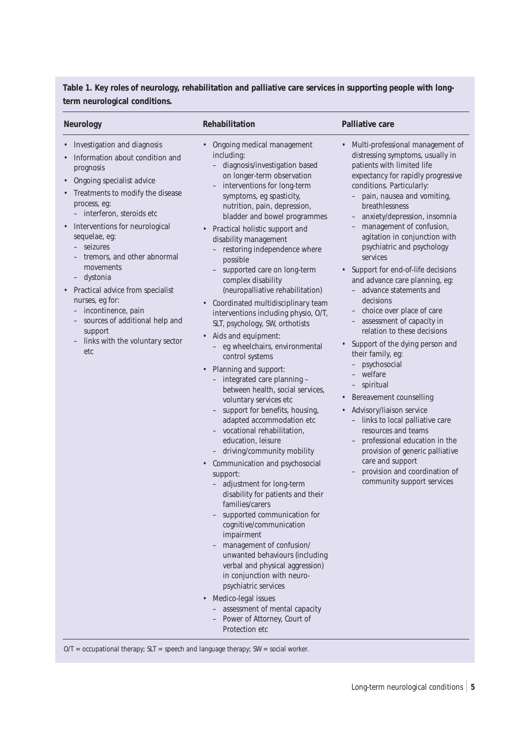**Table 1. Key roles of neurology, rehabilitation and palliative care services in supporting people with long-term neurological conditions.**

| Neurology | Rehabilitation | Palliative care |
|---|---|---|
| • Investigation and diagnosis<br>• Information about condition and prognosis<br>• Ongoing specialist advice<br>• Treatments to modify the disease process, eg:<br>&nbsp;&nbsp;– interferon, steroids etc<br>• Interventions for neurological sequelae, eg:<br>&nbsp;&nbsp;– seizures<br>&nbsp;&nbsp;– tremors, and other abnormal movements<br>&nbsp;&nbsp;– dystonia<br>• Practical advice from specialist nurses, eg for:<br>&nbsp;&nbsp;– incontinence, pain<br>&nbsp;&nbsp;– sources of additional help and support<br>&nbsp;&nbsp;– links with the voluntary sector etc | • Ongoing medical management including:<br>&nbsp;&nbsp;– diagnosis/investigation based on longer-term observation<br>&nbsp;&nbsp;– interventions for long-term symptoms, eg spasticity, nutrition, pain, depression, bladder and bowel programmes<br>• Practical holistic support and disability management<br>&nbsp;&nbsp;– restoring independence where possible<br>&nbsp;&nbsp;– supported care on long-term complex disability (neuropalliative rehabilitation)<br>• Coordinated multidisciplinary team interventions including physio, O/T, SLT, psychology, SW, orthotists<br>• Aids and equipment:<br>&nbsp;&nbsp;– eg wheelchairs, environmental control systems<br>• Planning and support:<br>&nbsp;&nbsp;– integrated care planning – between health, social services, voluntary services etc<br>&nbsp;&nbsp;– support for benefits, housing, adapted accommodation etc<br>&nbsp;&nbsp;– vocational rehabilitation, education, leisure<br>&nbsp;&nbsp;– driving/community mobility<br>• Communication and psychosocial support:<br>&nbsp;&nbsp;– adjustment for long-term disability for patients and their families/carers<br>&nbsp;&nbsp;– supported communication for cognitive/communication impairment<br>&nbsp;&nbsp;– management of confusion/unwanted behaviours (including verbal and physical aggression) in conjunction with neuro-psychiatric services<br>• Medico-legal issues<br>&nbsp;&nbsp;– assessment of mental capacity<br>&nbsp;&nbsp;– Power of Attorney, Court of Protection etc | • Multi-professional management of distressing symptoms, usually in patients with limited life expectancy for rapidly progressive conditions. Particularly:<br>&nbsp;&nbsp;– pain, nausea and vomiting, breathlessness<br>&nbsp;&nbsp;– anxiety/depression, insomnia<br>&nbsp;&nbsp;– management of confusion, agitation in conjunction with psychiatric and psychology services<br>• Support for end-of-life decisions and advance care planning, eg:<br>&nbsp;&nbsp;– advance statements and decisions<br>&nbsp;&nbsp;– choice over place of care<br>&nbsp;&nbsp;– assessment of capacity in relation to these decisions<br>• Support of the dying person and their family, eg:<br>&nbsp;&nbsp;– psychosocial<br>&nbsp;&nbsp;– welfare<br>&nbsp;&nbsp;– spiritual<br>• Bereavement counselling<br>• Advisory/liaison service<br>&nbsp;&nbsp;– links to local palliative care resources and teams<br>&nbsp;&nbsp;– professional education in the provision of generic palliative care and support<br>&nbsp;&nbsp;– provision and coordination of community support services |

O/T = occupational therapy; SLT = speech and language therapy; SW = social worker.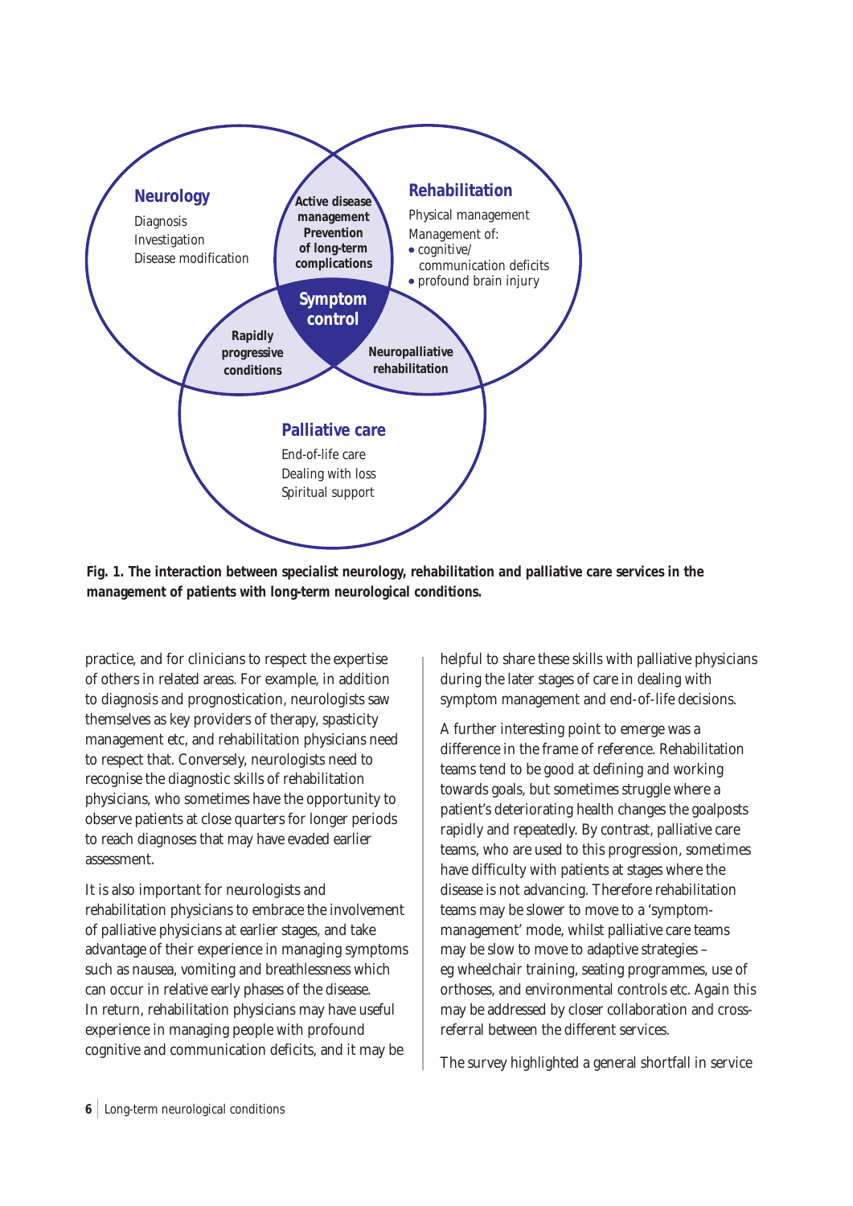Neurology
Diagnosis
Investigation
Disease modification

Active disease management
Prevention of long-term complications

Rehabilitation
Physical management
Management of:
- cognitive/ communication deficits
- profound brain injury

Symptom control

Rapidly progressive conditions

Neuropalliative rehabilitation

Palliative care
End-of-life care
Dealing with loss
Spiritual support

**Fig. 1. The interaction between specialist neurology, rehabilitation and palliative care services in the management of patients with long-term neurological conditions.**

practice, and for clinicians to respect the expertise of others in related areas. For example, in addition to diagnosis and prognostication, neurologists saw themselves as key providers of therapy, spasticity management etc, and rehabilitation physicians need to respect that. Conversely, neurologists need to recognise the diagnostic skills of rehabilitation physicians, who sometimes have the opportunity to observe patients at close quarters for longer periods to reach diagnoses that may have evaded earlier assessment.

It is also important for neurologists and rehabilitation physicians to embrace the involvement of palliative physicians at earlier stages, and take advantage of their experience in managing symptoms such as nausea, vomiting and breathlessness which can occur in relative early phases of the disease. In return, rehabilitation physicians may have useful experience in managing people with profound cognitive and communication deficits, and it may be helpful to share these skills with palliative physicians during the later stages of care in dealing with symptom management and end-of-life decisions.

A further interesting point to emerge was a difference in the frame of reference. Rehabilitation teams tend to be good at defining and working towards goals, but sometimes struggle where a patient's deteriorating health changes the goalposts rapidly and repeatedly. By contrast, palliative care teams, who are used to this progression, sometimes have difficulty with patients at stages where the disease is not advancing. Therefore rehabilitation teams may be slower to move to a 'symptom-management' mode, whilst palliative care teams may be slow to move to adaptive strategies – eg wheelchair training, seating programmes, use of orthoses, and environmental controls etc. Again this may be addressed by closer collaboration and cross-referral between the different services.

The survey highlighted a general shortfall in service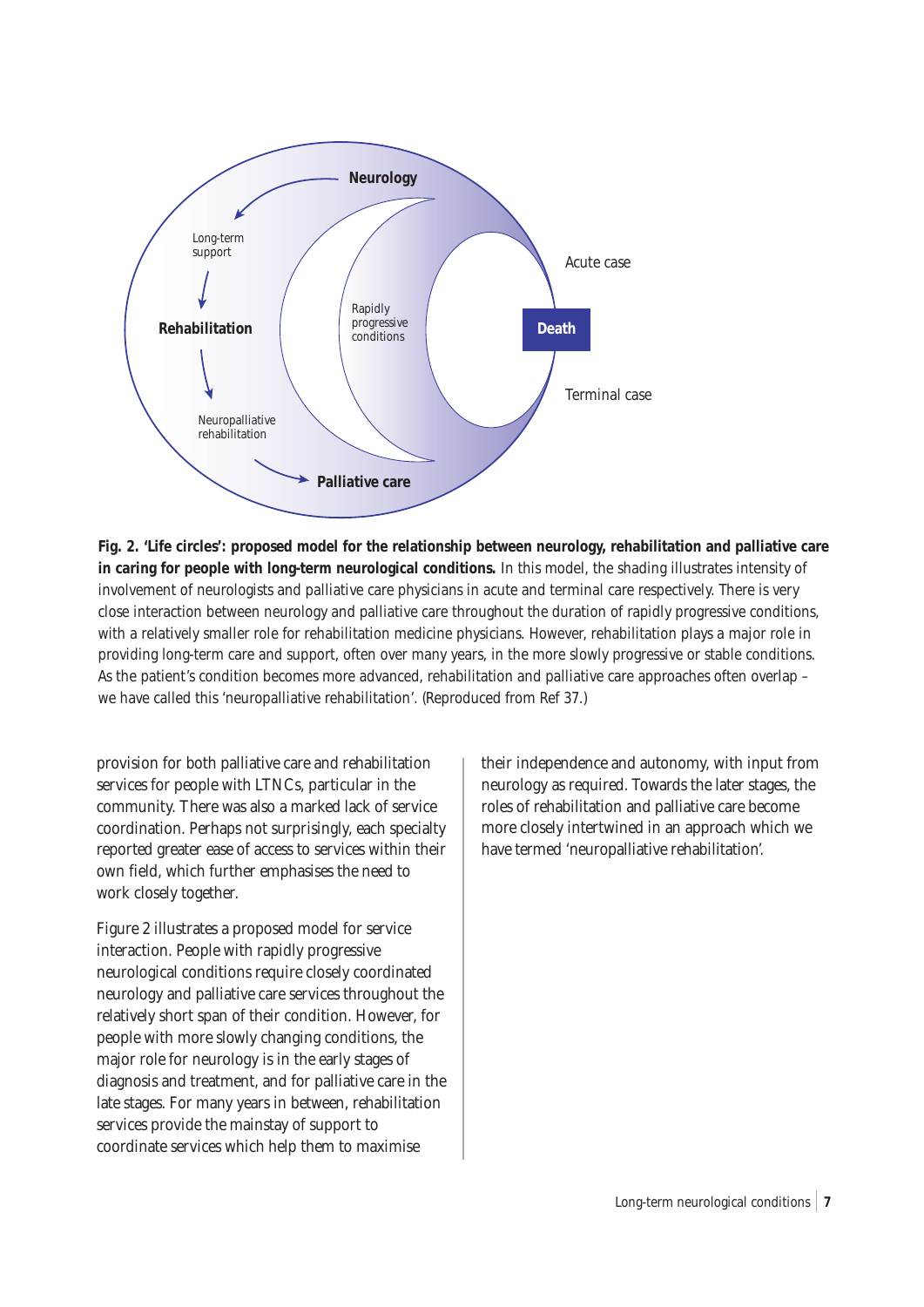**Fig. 2. 'Life circles': proposed model for the relationship between neurology, rehabilitation and palliative care in caring for people with long-term neurological conditions.** In this model, the shading illustrates intensity of involvement of neurologists and palliative care physicians in acute and terminal care respectively. There is very close interaction between neurology and palliative care throughout the duration of rapidly progressive conditions, with a relatively smaller role for rehabilitation medicine physicians. However, rehabilitation plays a major role in providing long-term care and support, often over many years, in the more slowly progressive or stable conditions. As the patient's condition becomes more advanced, rehabilitation and palliative care approaches often overlap – we have called this 'neuropalliative rehabilitation'. (Reproduced from Ref 37.)

provision for both palliative care and rehabilitation services for people with LTNCs, particular in the community. There was also a marked lack of service coordination. Perhaps not surprisingly, each specialty reported greater ease of access to services within their own field, which further emphasises the need to work closely together.

Figure 2 illustrates a proposed model for service interaction. People with rapidly progressive neurological conditions require closely coordinated neurology and palliative care services throughout the relatively short span of their condition. However, for people with more slowly changing conditions, the major role for neurology is in the early stages of diagnosis and treatment, and for palliative care in the late stages. For many years in between, rehabilitation services provide the mainstay of support to coordinate services which help them to maximise their independence and autonomy, with input from neurology as required. Towards the later stages, the roles of rehabilitation and palliative care become more closely intertwined in an approach which we have termed 'neuropalliative rehabilitation'.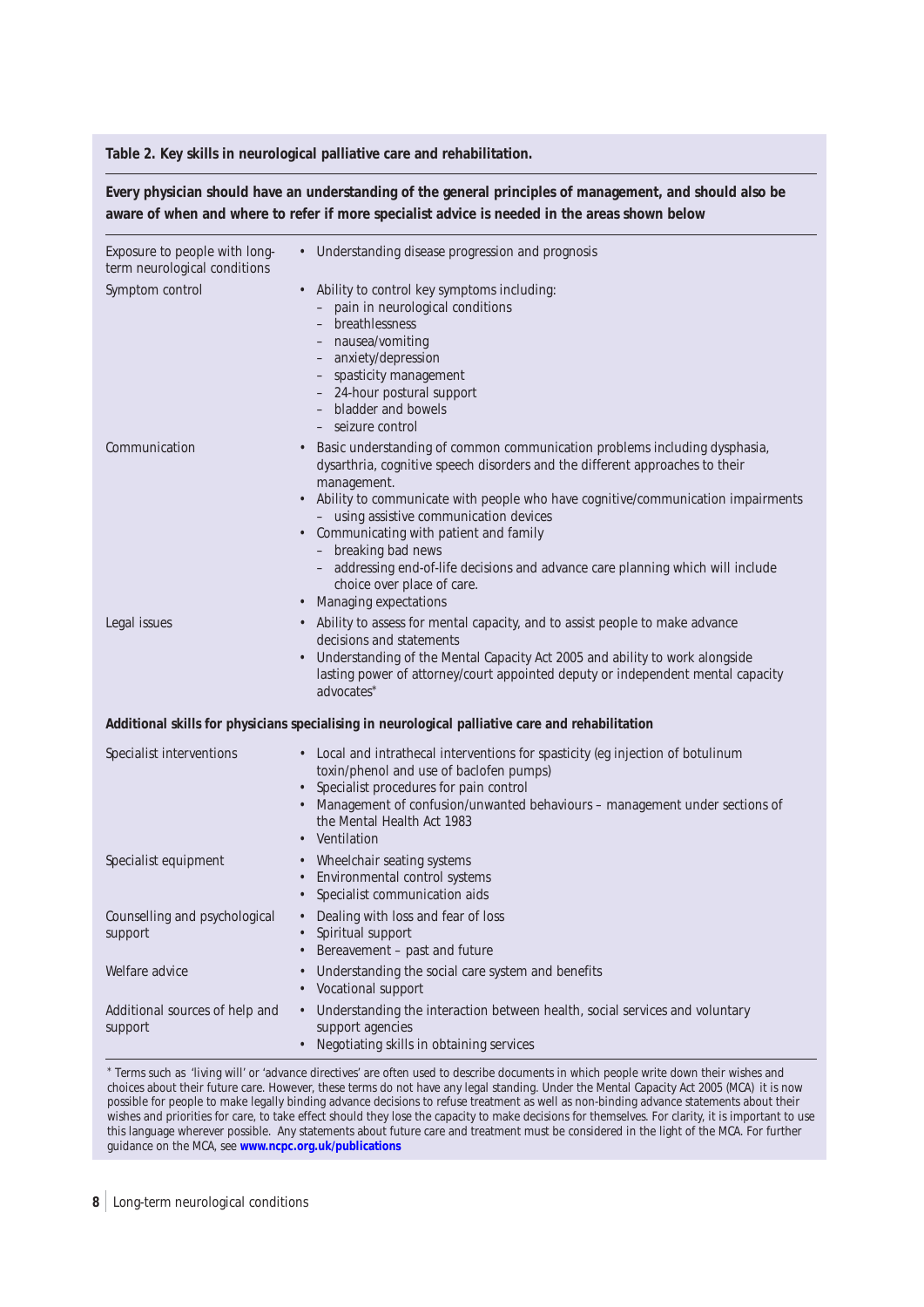**Table 2. Key skills in neurological palliative care and rehabilitation.**

| **Every physician should have an understanding of the general principles of management, and should also be aware of when and where to refer if more specialist advice is needed in the areas shown below** | |
|---|---|
| Exposure to people with long-term neurological conditions | • Understanding disease progression and prognosis |
| Symptom control | • Ability to control key symptoms including:<br>– pain in neurological conditions<br>– breathlessness<br>– nausea/vomiting<br>– anxiety/depression<br>– spasticity management<br>– 24-hour postural support<br>– bladder and bowels<br>– seizure control |
| Communication | • Basic understanding of common communication problems including dysphasia, dysarthria, cognitive speech disorders and the different approaches to their management.<br>• Ability to communicate with people who have cognitive/communication impairments<br>– using assistive communication devices<br>• Communicating with patient and family<br>– breaking bad news<br>– addressing end-of-life decisions and advance care planning which will include choice over place of care.<br>• Managing expectations |
| Legal issues | • Ability to assess for mental capacity, and to assist people to make advance decisions and statements<br>• Understanding of the Mental Capacity Act 2005 and ability to work alongside lasting power of attorney/court appointed deputy or independent mental capacity advocates* |
| **Additional skills for physicians specialising in neurological palliative care and rehabilitation** | |
| Specialist interventions | • Local and intrathecal interventions for spasticity (eg injection of botulinum toxin/phenol and use of baclofen pumps)<br>• Specialist procedures for pain control<br>• Management of confusion/unwanted behaviours – management under sections of the Mental Health Act 1983<br>• Ventilation |
| Specialist equipment | • Wheelchair seating systems<br>• Environmental control systems<br>• Specialist communication aids |
| Counselling and psychological support | • Dealing with loss and fear of loss<br>• Spiritual support<br>• Bereavement – past and future |
| Welfare advice | • Understanding the social care system and benefits<br>• Vocational support |
| Additional sources of help and support | • Understanding the interaction between health, social services and voluntary support agencies<br>• Negotiating skills in obtaining services |

* Terms such as 'living will' or 'advance directives' are often used to describe documents in which people write down their wishes and choices about their future care. However, these terms do not have any legal standing. Under the Mental Capacity Act 2005 (MCA) it is now possible for people to make legally binding advance decisions to refuse treatment as well as non-binding advance statements about their wishes and priorities for care, to take effect should they lose the capacity to make decisions for themselves. For clarity, it is important to use this language wherever possible. Any statements about future care and treatment must be considered in the light of the MCA. For further guidance on the MCA, see **www.ncpc.org.uk/publications**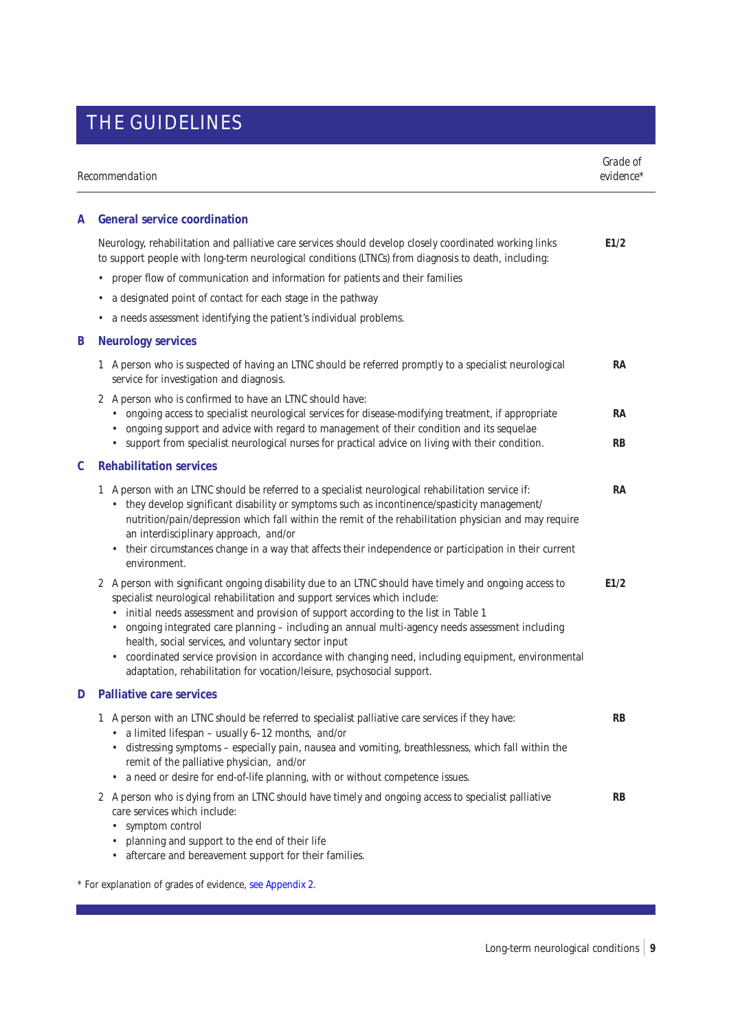# THE GUIDELINES

| Recommendation | Grade of evidence* |
|---|---|
| **A General service coordination** | |
| Neurology, rehabilitation and palliative care services should develop closely coordinated working links to support people with long-term neurological conditions (LTNCs) from diagnosis to death, including:<br>• proper flow of communication and information for patients and their families<br>• a designated point of contact for each stage in the pathway<br>• a needs assessment identifying the patient's individual problems. | **E1/2** |
| **B Neurology services** | |
| 1 A person who is suspected of having an LTNC should be referred promptly to a specialist neurological service for investigation and diagnosis. | **RA** |
| 2 A person who is confirmed to have an LTNC should have:<br>• ongoing access to specialist neurological services for disease-modifying treatment, if appropriate<br>• ongoing support and advice with regard to management of their condition and its sequelae | **RA** |
| • support from specialist neurological nurses for practical advice on living with their condition. | **RB** |
| **C Rehabilitation services** | |
| 1 A person with an LTNC should be referred to a specialist neurological rehabilitation service if:<br>• they develop significant disability or symptoms such as incontinence/spasticity management/ nutrition/pain/depression which fall within the remit of the rehabilitation physician and may require an interdisciplinary approach, *and/or*<br>• their circumstances change in a way that affects their independence or participation in their current environment. | **RA** |
| 2 A person with significant ongoing disability due to an LTNC should have timely and ongoing access to specialist neurological rehabilitation and support services which include:<br>• initial needs assessment and provision of support according to the list in Table 1<br>• ongoing integrated care planning – including an annual multi-agency needs assessment including health, social services, and voluntary sector input<br>• coordinated service provision in accordance with changing need, including equipment, environmental adaptation, rehabilitation for vocation/leisure, psychosocial support. | **E1/2** |
| **D Palliative care services** | |
| 1 A person with an LTNC should be referred to specialist palliative care services if they have:<br>• a limited lifespan – usually 6–12 months, *and/or*<br>• distressing symptoms – especially pain, nausea and vomiting, breathlessness, which fall within the remit of the palliative physician, *and/or*<br>• a need or desire for end-of-life planning, with or without competence issues. | **RB** |
| 2 A person who is dying from an LTNC should have timely and ongoing access to specialist palliative care services which include:<br>• symptom control<br>• planning and support to the end of their life<br>• aftercare and bereavement support for their families. | **RB** |

\* For explanation of grades of evidence, see Appendix 2.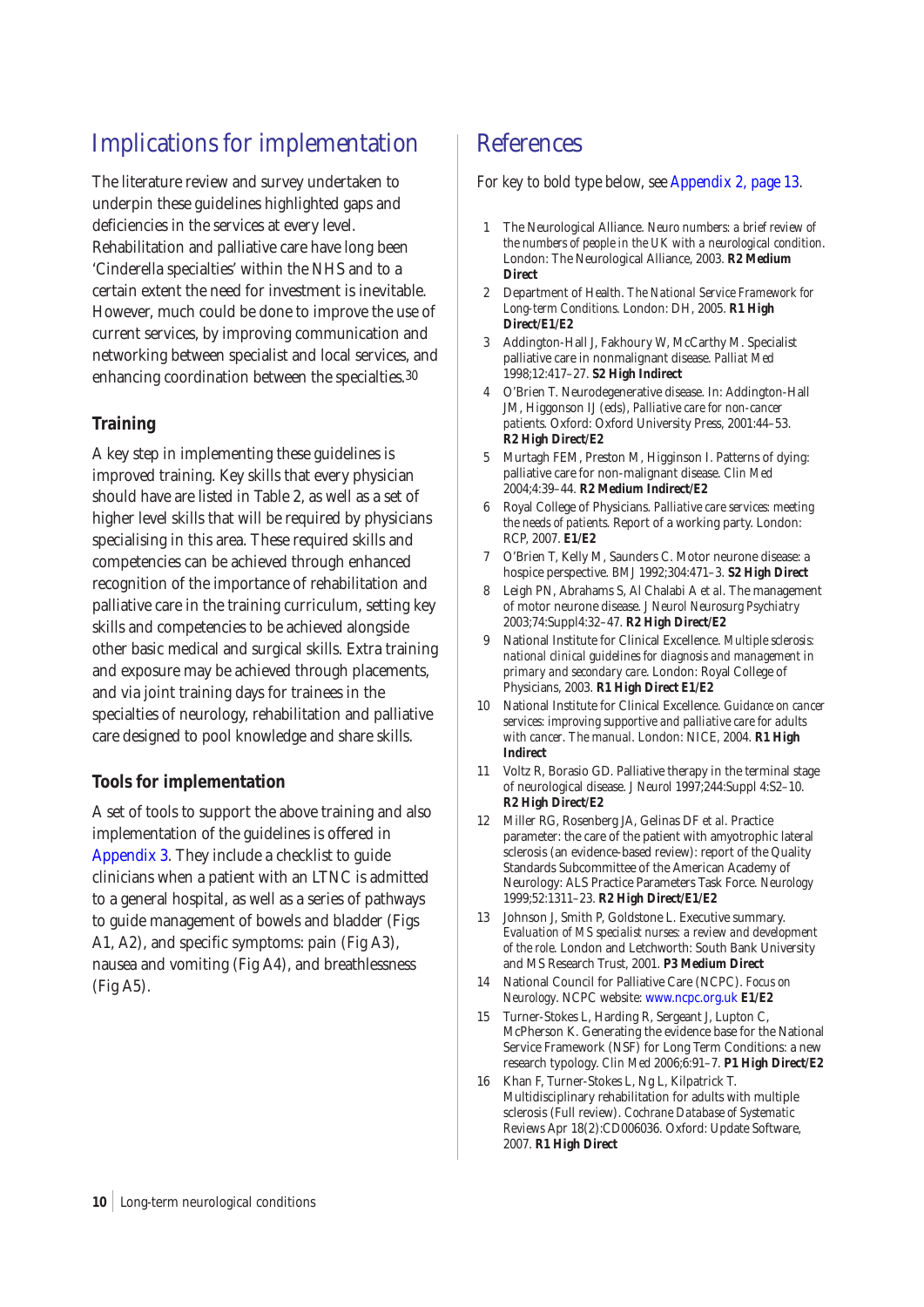## Implications for implementation

The literature review and survey undertaken to underpin these guidelines highlighted gaps and deficiencies in the services at every level. Rehabilitation and palliative care have long been 'Cinderella specialties' within the NHS and to a certain extent the need for investment is inevitable. However, much could be done to improve the use of current services, by improving communication and networking between specialist and local services, and enhancing coordination between the specialties.[30]

### Training

A key step in implementing these guidelines is improved training. Key skills that every physician should have are listed in Table 2, as well as a set of higher level skills that will be required by physicians specialising in this area. These required skills and competencies can be achieved through enhanced recognition of the importance of rehabilitation and palliative care in the training curriculum, setting key skills and competencies to be achieved alongside other basic medical and surgical skills. Extra training and exposure may be achieved through placements, and via joint training days for trainees in the specialties of neurology, rehabilitation and palliative care designed to pool knowledge and share skills.

### Tools for implementation

A set of tools to support the above training and also implementation of the guidelines is offered in Appendix 3. They include a checklist to guide clinicians when a patient with an LTNC is admitted to a general hospital, as well as a series of pathways to guide management of bowels and bladder (Figs A1, A2), and specific symptoms: pain (Fig A3), nausea and vomiting (Fig A4), and breathlessness (Fig A5).

## References

For key to bold type below, see Appendix 2, page 13.

1. The Neurological Alliance. *Neuro numbers: a brief review of the numbers of people in the UK with a neurological condition*. London: The Neurological Alliance, 2003. **R2 Medium Direct**
2. Department of Health. *The National Service Framework for Long-term Conditions*. London: DH, 2005. **R1 High Direct/E1/E2**
3. Addington-Hall J, Fakhoury W, McCarthy M. Specialist palliative care in nonmalignant disease. *Palliat Med* 1998;12:417–27. **S2 High Indirect**
4. O'Brien T. Neurodegenerative disease. In: Addington-Hall JM, Higgonson IJ (eds), *Palliative care for non-cancer patients*. Oxford: Oxford University Press, 2001:44–53. **R2 High Direct/E2**
5. Murtagh FEM, Preston M, Higginson I. Patterns of dying: palliative care for non-malignant disease. *Clin Med* 2004;4:39–44. **R2 Medium Indirect/E2**
6. Royal College of Physicians. *Palliative care services: meeting the needs of patients*. Report of a working party. London: RCP, 2007. **E1/E2**
7. O'Brien T, Kelly M, Saunders C. Motor neurone disease: a hospice perspective. *BMJ* 1992;304:471–3. **S2 High Direct**
8. Leigh PN, Abrahams S, Al Chalabi A *et al*. The management of motor neurone disease. *J Neurol Neurosurg Psychiatry* 2003;74:Suppl4:32–47. **R2 High Direct/E2**
9. National Institute for Clinical Excellence. *Multiple sclerosis: national clinical guidelines for diagnosis and management in primary and secondary care*. London: Royal College of Physicians, 2003. **R1 High Direct E1/E2**
10. National Institute for Clinical Excellence. *Guidance on cancer services: improving supportive and palliative care for adults with cancer. The manual*. London: NICE, 2004. **R1 High Indirect**
11. Voltz R, Borasio GD. Palliative therapy in the terminal stage of neurological disease. *J Neurol* 1997;244:Suppl 4:S2–10. **R2 High Direct/E2**
12. Miller RG, Rosenberg JA, Gelinas DF *et al*. Practice parameter: the care of the patient with amyotrophic lateral sclerosis (an evidence-based review): report of the Quality Standards Subcommittee of the American Academy of Neurology: ALS Practice Parameters Task Force. *Neurology* 1999;52:1311–23. **R2 High Direct/E1/E2**
13. Johnson J, Smith P, Goldstone L. Executive summary. *Evaluation of MS specialist nurses: a review and development of the role*. London and Letchworth: South Bank University and MS Research Trust, 2001. **P3 Medium Direct**
14. National Council for Palliative Care (NCPC). *Focus on Neurology*. NCPC website: www.ncpc.org.uk **E1/E2**
15. Turner-Stokes L, Harding R, Sergeant J, Lupton C, McPherson K. Generating the evidence base for the National Service Framework (NSF) for Long Term Conditions: a new research typology. *Clin Med* 2006;6:91–7. **P1 High Direct/E2**
16. Khan F, Turner-Stokes L, Ng L, Kilpatrick T. Multidisciplinary rehabilitation for adults with multiple sclerosis (Full review). *Cochrane Database of Systematic Reviews* Apr 18(2):CD006036. Oxford: Update Software, 2007. **R1 High Direct**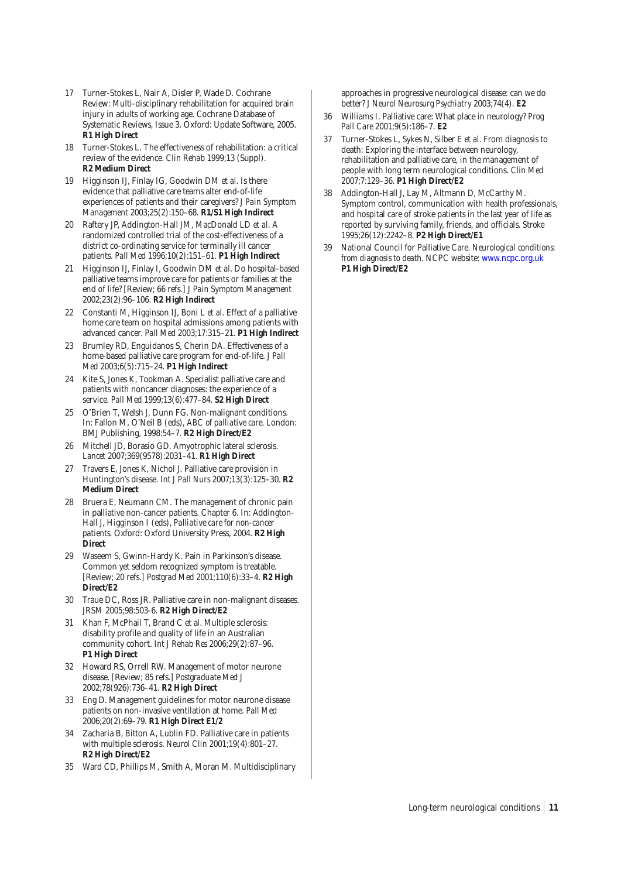17 Turner-Stokes L, Nair A, Disler P, Wade D. Cochrane Review: Multi-disciplinary rehabilitation for acquired brain injury in adults of working age. Cochrane Database of Systematic Reviews, Issue 3. Oxford: Update Software, 2005. **R1 High Direct**

18 Turner-Stokes L. The effectiveness of rehabilitation: a critical review of the evidence. *Clin Rehab* 1999;13 (Suppl). **R2 Medium Direct**

19 Higginson IJ, Finlay IG, Goodwin DM *et al*. Is there evidence that palliative care teams alter end-of-life experiences of patients and their caregivers? *J Pain Symptom Management* 2003;25(2):150–68. **R1/S1 High Indirect**

20 Raftery JP, Addington-Hall JM, MacDonald LD *et al*. A randomized controlled trial of the cost-effectiveness of a district co-ordinating service for terminally ill cancer patients. *Pall Med* 1996;10(2):151–61. **P1 High Indirect**

21 Higginson IJ, Finlay I, Goodwin DM *et al*. Do hospital-based palliative teams improve care for patients or families at the end of life? [Review; 66 refs.] *J Pain Symptom Management* 2002;23(2):96–106. **R2 High Indirect**

22 Constanti M, Higginson IJ, Boni L *et al*. Effect of a palliative home care team on hospital admissions among patients with advanced cancer. *Pall Med* 2003;17:315–21. **P1 High Indirect**

23 Brumley RD, Enguidanos S, Cherin DA. Effectiveness of a home-based palliative care program for end-of-life. *J Pall Med* 2003;6(5):715–24. **P1 High Indirect**

24 Kite S, Jones K, Tookman A. Specialist palliative care and patients with noncancer diagnoses: the experience of a service. *Pall Med* 1999;13(6):477–84. **S2 High Direct**

25 O'Brien T, Welsh J, Dunn FG. Non-malignant conditions. In: Fallon M, O'Neil B (eds), *ABC of palliative care*. London: BMJ Publishing, 1998:54–7. **R2 High Direct/E2**

26 Mitchell JD, Borasio GD. Amyotrophic lateral sclerosis. *Lancet* 2007;369(9578):2031–41. **R1 High Direct**

27 Travers E, Jones K, Nichol J. Palliative care provision in Huntington's disease. *Int J Pall Nurs* 2007;13(3):125–30. **R2 Medium Direct**

28 Bruera E, Neumann CM. The management of chronic pain in palliative non-cancer patients. Chapter 6. In: Addington-Hall J, Higginson I (eds), *Palliative care for non-cancer patients*. Oxford: Oxford University Press, 2004. **R2 High Direct**

29 Waseem S, Gwinn-Hardy K. Pain in Parkinson's disease. Common yet seldom recognized symptom is treatable. [Review; 20 refs.] *Postgrad Med* 2001;110(6):33–4. **R2 High Direct/E2**

30 Traue DC, Ross JR. Palliative care in non-malignant diseases. *JRSM* 2005;98:503-6. **R2 High Direct/E2**

31 Khan F, McPhail T, Brand C et al. Multiple sclerosis: disability profile and quality of life in an Australian community cohort. *Int J Rehab Res* 2006;29(2):87–96. **P1 High Direct**

32 Howard RS, Orrell RW. Management of motor neurone disease. [Review; 85 refs.] *Postgraduate Med J* 2002;78(926):736–41. **R2 High Direct**

33 Eng D. Management guidelines for motor neurone disease patients on non-invasive ventilation at home. *Pall Med* 2006;20(2):69–79. **R1 High Direct E1/2**

34 Zacharia B, Bitton A, Lublin FD. Palliative care in patients with multiple sclerosis. *Neurol Clin* 2001;19(4):801–27. **R2 High Direct/E2**

35 Ward CD, Phillips M, Smith A, Moran M. Multidisciplinary approaches in progressive neurological disease: can we do better? *J Neurol Neurosurg Psychiatry* 2003;74(4). **E2**

36 Williams I. Palliative care: What place in neurology? *Prog Pall Care* 2001;9(5):186–7. **E2**

37 Turner-Stokes L, Sykes N, Silber E *et al*. From diagnosis to death: Exploring the interface between neurology, rehabilitation and palliative care, in the management of people with long term neurological conditions. *Clin Med* 2007;7:129–36. **P1 High Direct/E2**

38 Addington-Hall J, Lay M, Altmann D, McCarthy M. Symptom control, communication with health professionals, and hospital care of stroke patients in the last year of life as reported by surviving family, friends, and officials. *Stroke* 1995;26(12):2242–8. **P2 High Direct/E1**

39 National Council for Palliative Care. *Neurological conditions: from diagnosis to death*. NCPC website: www.ncpc.org.uk **P1 High Direct/E2**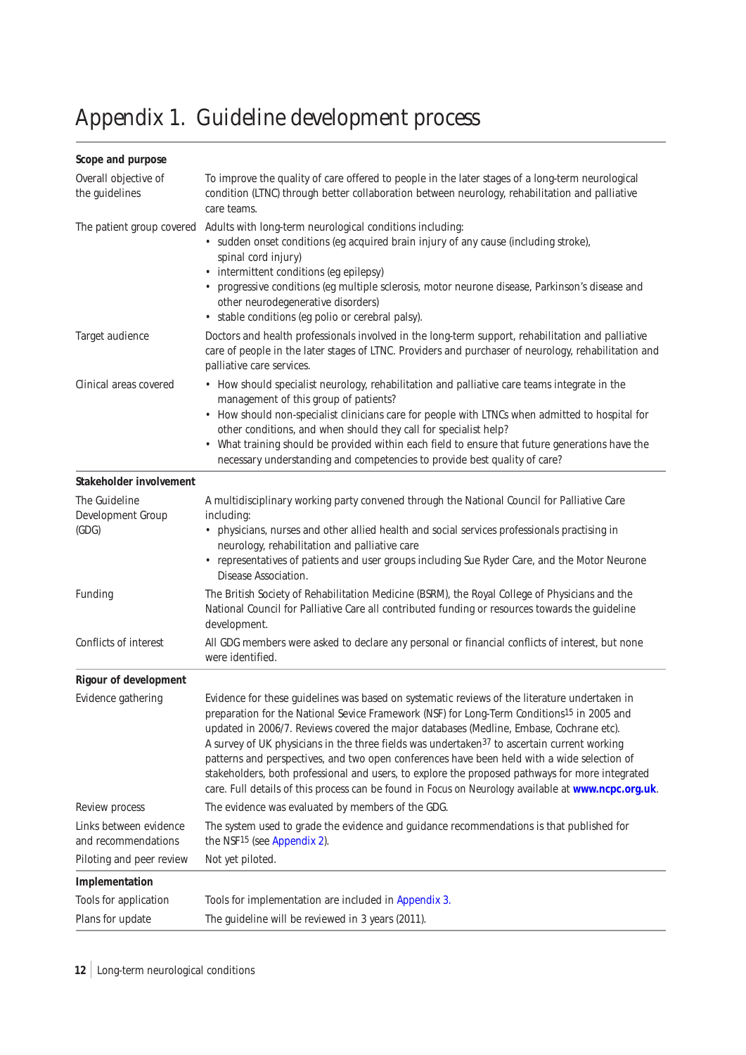# Appendix 1. Guideline development process

| | |
|---|---|
| **Scope and purpose** | |
| Overall objective of the guidelines | To improve the quality of care offered to people in the later stages of a long-term neurological condition (LTNC) through better collaboration between neurology, rehabilitation and palliative care teams. |
| The patient group covered | Adults with long-term neurological conditions including:<br>• sudden onset conditions (eg acquired brain injury of any cause (including stroke), spinal cord injury)<br>• intermittent conditions (eg epilepsy)<br>• progressive conditions (eg multiple sclerosis, motor neurone disease, Parkinson's disease and other neurodegenerative disorders)<br>• stable conditions (eg polio or cerebral palsy). |
| Target audience | Doctors and health professionals involved in the long-term support, rehabilitation and palliative care of people in the later stages of LTNC. Providers and purchaser of neurology, rehabilitation and palliative care services. |
| Clinical areas covered | • How should specialist neurology, rehabilitation and palliative care teams integrate in the management of this group of patients?<br>• How should non-specialist clinicians care for people with LTNCs when admitted to hospital for other conditions, and when should they call for specialist help?<br>• What training should be provided within each field to ensure that future generations have the necessary understanding and competencies to provide best quality of care? |
| **Stakeholder involvement** | |
| The Guideline Development Group (GDG) | A multidisciplinary working party convened through the National Council for Palliative Care including:<br>• physicians, nurses and other allied health and social services professionals practising in neurology, rehabilitation and palliative care<br>• representatives of patients and user groups including Sue Ryder Care, and the Motor Neurone Disease Association. |
| Funding | The British Society of Rehabilitation Medicine (BSRM), the Royal College of Physicians and the National Council for Palliative Care all contributed funding or resources towards the guideline development. |
| Conflicts of interest | All GDG members were asked to declare any personal or financial conflicts of interest, but none were identified. |
| **Rigour of development** | |
| Evidence gathering | Evidence for these guidelines was based on systematic reviews of the literature undertaken in preparation for the National Sevice Framework (NSF) for Long-Term Conditions[15] in 2005 and updated in 2006/7. Reviews covered the major databases (Medline, Embase, Cochrane etc). A survey of UK physicians in the three fields was undertaken[37] to ascertain current working patterns and perspectives, and two open conferences have been held with a wide selection of stakeholders, both professional and users, to explore the proposed pathways for more integrated care. Full details of this process can be found in Focus on Neurology available at **www.ncpc.org.uk**. |
| Review process | The evidence was evaluated by members of the GDG. |
| Links between evidence and recommendations | The system used to grade the evidence and guidance recommendations is that published for the NSF[15] (see Appendix 2). |
| Piloting and peer review | Not yet piloted. |
| **Implementation** | |
| Tools for application | Tools for implementation are included in Appendix 3. |
| Plans for update | The guideline will be reviewed in 3 years (2011). |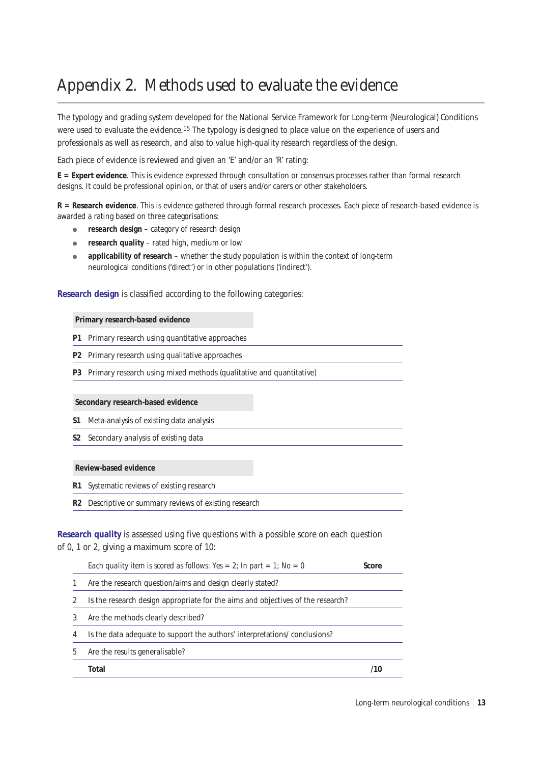# Appendix 2. Methods used to evaluate the evidence

The typology and grading system developed for the National Service Framework for Long-term (Neurological) Conditions were used to evaluate the evidence.[15] The typology is designed to place value on the experience of users and professionals as well as research, and also to value high-quality research regardless of the design.

Each piece of evidence is reviewed and given an 'E' and/or an 'R' rating:

**E = Expert evidence**. This is evidence expressed through consultation or consensus processes rather than formal research designs. It could be professional opinion, or that of users and/or carers or other stakeholders.

**R = Research evidence**. This is evidence gathered through formal research processes. Each piece of research-based evidence is awarded a rating based on three categorisations:

- **research design** – category of research design
- **research quality** – rated high, medium or low
- **applicability of research** – whether the study population is within the context of long-term neurological conditions ('direct') or in other populations ('indirect').

**Research design** is classified according to the following categories:

| | Primary research-based evidence |
|---|---|
| **P1** | Primary research using quantitative approaches |
| **P2** | Primary research using qualitative approaches |
| **P3** | Primary research using mixed methods (qualitative and quantitative) |

| | Secondary research-based evidence |
|---|---|
| **S1** | Meta-analysis of existing data analysis |
| **S2** | Secondary analysis of existing data |

| | Review-based evidence |
|---|---|
| **R1** | Systematic reviews of existing research |
| **R2** | Descriptive or summary reviews of existing research |

**Research quality** is assessed using five questions with a possible score on each question of 0, 1 or 2, giving a maximum score of 10:

| | Each quality item is scored as follows: Yes = 2; In part = 1; No = 0 | **Score** |
|---|---|---|
| 1 | Are the research question/aims and design clearly stated? | |
| 2 | Is the research design appropriate for the aims and objectives of the research? | |
| 3 | Are the methods clearly described? | |
| 4 | Is the data adequate to support the authors' interpretations/ conclusions? | |
| 5 | Are the results generalisable? | |
| | **Total** | **/10** |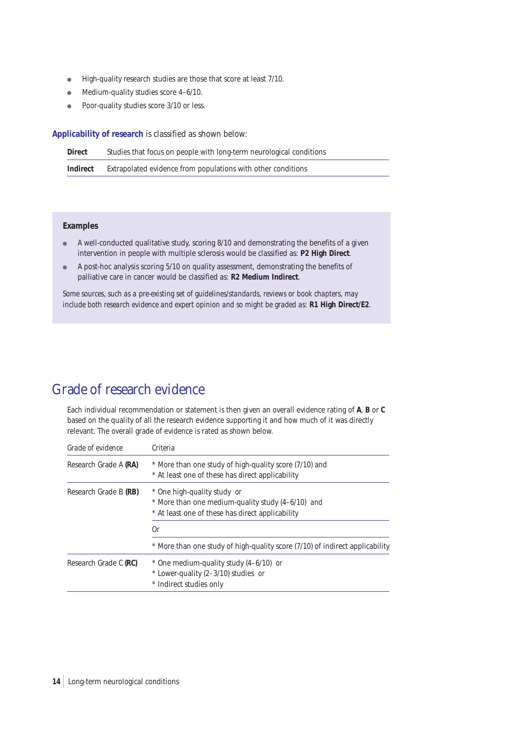- High-quality research studies are those that score at least 7/10.
- Medium-quality studies score 4–6/10.
- Poor-quality studies score 3/10 or less.

**Applicability of research** is classified as shown below:

| | |
|---|---|
| **Direct** | Studies that focus on people with long-term neurological conditions |
| **Indirect** | Extrapolated evidence from populations with other conditions |

**Examples**

- A well-conducted qualitative study, scoring 8/10 and demonstrating the benefits of a given intervention in people with multiple sclerosis would be classified as: **P2 High Direct**.
- A post-hoc analysis scoring 5/10 on quality assessment, demonstrating the benefits of palliative care in cancer would be classified as: **R2 Medium Indirect**.

*Some sources, such as a pre-existing set of guidelines/standards, reviews or book chapters, may include both research evidence and expert opinion and so might be graded as:* **R1 High Direct/E2**.

## Grade of research evidence

Each individual recommendation or statement is then given an overall evidence rating of **A**, **B** or **C** based on the quality of all the research evidence supporting it and how much of it was directly relevant. The overall grade of evidence is rated as shown below.

| Grade of evidence | Criteria |
|---|---|
| Research Grade A **(RA)** | * More than one study of high-quality score (7/10) and<br>* At least one of these has direct applicability |
| Research Grade B **(RB)** | * One high-quality study or<br>* More than one medium-quality study (4–6/10) and<br>* At least one of these has direct applicability |
| | Or |
| | * More than one study of high-quality score (7/10) of indirect applicability |
| Research Grade C **(RC)** | * One medium-quality study (4–6/10) or<br>* Lower-quality (2–3/10) studies or<br>* Indirect studies only |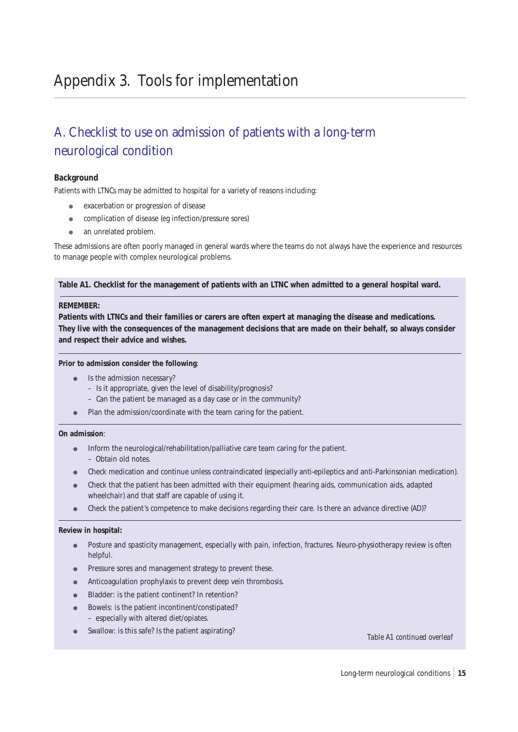# Appendix 3. Tools for implementation

## A. Checklist to use on admission of patients with a long-term neurological condition

**Background**

Patients with LTNCs may be admitted to hospital for a variety of reasons including:

- exacerbation or progression of disease
- complication of disease (eg infection/pressure sores)
- an unrelated problem.

These admissions are often poorly managed in general wards where the teams do not always have the experience and resources to manage people with complex neurological problems.

**Table A1. Checklist for the management of patients with an LTNC when admitted to a general hospital ward.**

**REMEMBER:**

**Patients with LTNCs and their families or carers are often expert at managing the disease and medications. They live with the consequences of the management decisions that are made on their behalf, so always consider and respect their advice and wishes.**

**Prior to admission consider the following**:

- Is the admission necessary?
  - Is it appropriate, given the level of disability/prognosis?
  - Can the patient be managed as a day case or in the community?
- Plan the admission/coordinate with the team caring for the patient.

**On admission**:

- Inform the neurological/rehabilitation/palliative care team caring for the patient.
  - Obtain old notes.
- Check medication and continue unless contraindicated (especially anti-epileptics and anti-Parkinsonian medication).
- Check that the patient has been admitted with their equipment (hearing aids, communication aids, adapted wheelchair) and that staff are capable of using it.
- Check the patient's competence to make decisions regarding their care. Is there an advance directive (AD)?

**Review in hospital:**

- Posture and spasticity management, especially with pain, infection, fractures. Neuro-physiotherapy review is often helpful.
- Pressure sores and management strategy to prevent these.
- Anticoagulation prophylaxis to prevent deep vein thrombosis.
- Bladder: is the patient continent? In retention?
- Bowels: is the patient incontinent/constipated?
  - especially with altered diet/opiates.
- Swallow: is this safe? Is the patient aspirating?

*Table A1 continued overleaf*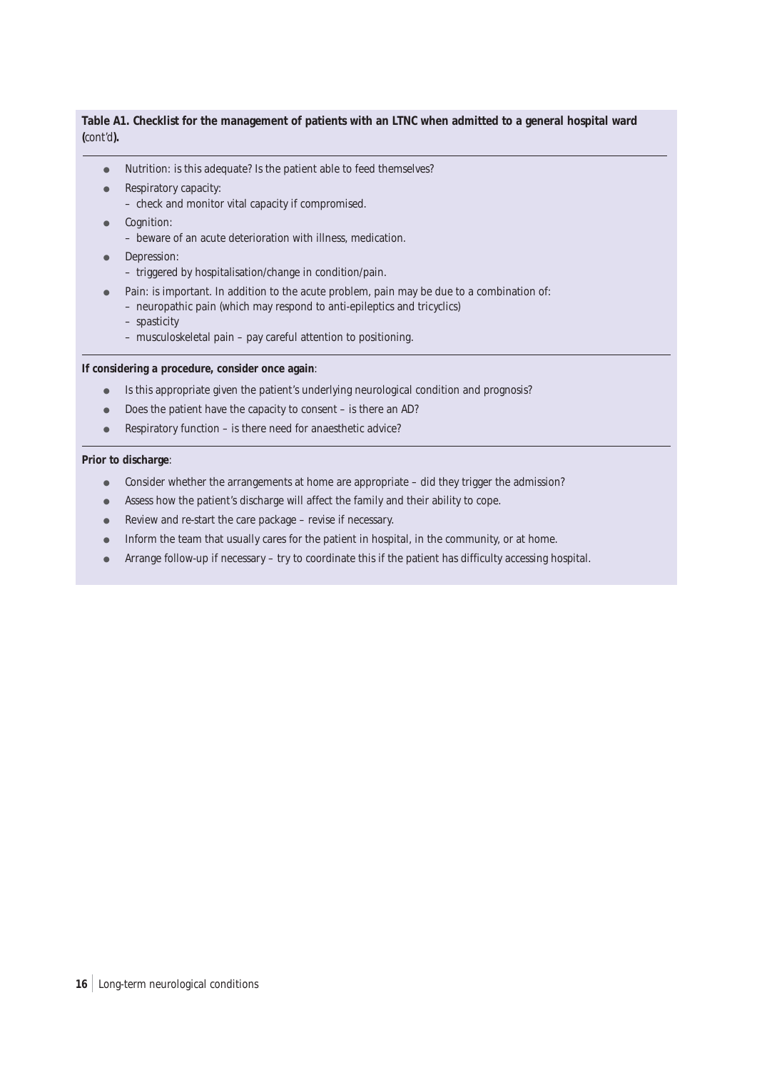**Table A1. Checklist for the management of patients with an LTNC when admitted to a general hospital ward (*cont'd*).**

- Nutrition: is this adequate? Is the patient able to feed themselves?
- Respiratory capacity:
  - check and monitor vital capacity if compromised.
- Cognition:
  - beware of an acute deterioration with illness, medication.
- Depression:
  - triggered by hospitalisation/change in condition/pain.
- Pain: is important. In addition to the acute problem, pain may be due to a combination of:
  - neuropathic pain (which may respond to anti-epileptics and tricyclics)
  - spasticity
  - musculoskeletal pain – pay careful attention to positioning.

**If considering a procedure, consider once again**:

- Is this appropriate given the patient's underlying neurological condition and prognosis?
- Does the patient have the capacity to consent – is there an AD?
- Respiratory function – is there need for anaesthetic advice?

**Prior to discharge**:

- Consider whether the arrangements at home are appropriate – did they trigger the admission?
- Assess how the patient's discharge will affect the family and their ability to cope.
- Review and re-start the care package – revise if necessary.
- Inform the team that usually cares for the patient in hospital, in the community, or at home.
- Arrange follow-up if necessary – try to coordinate this if the patient has difficulty accessing hospital.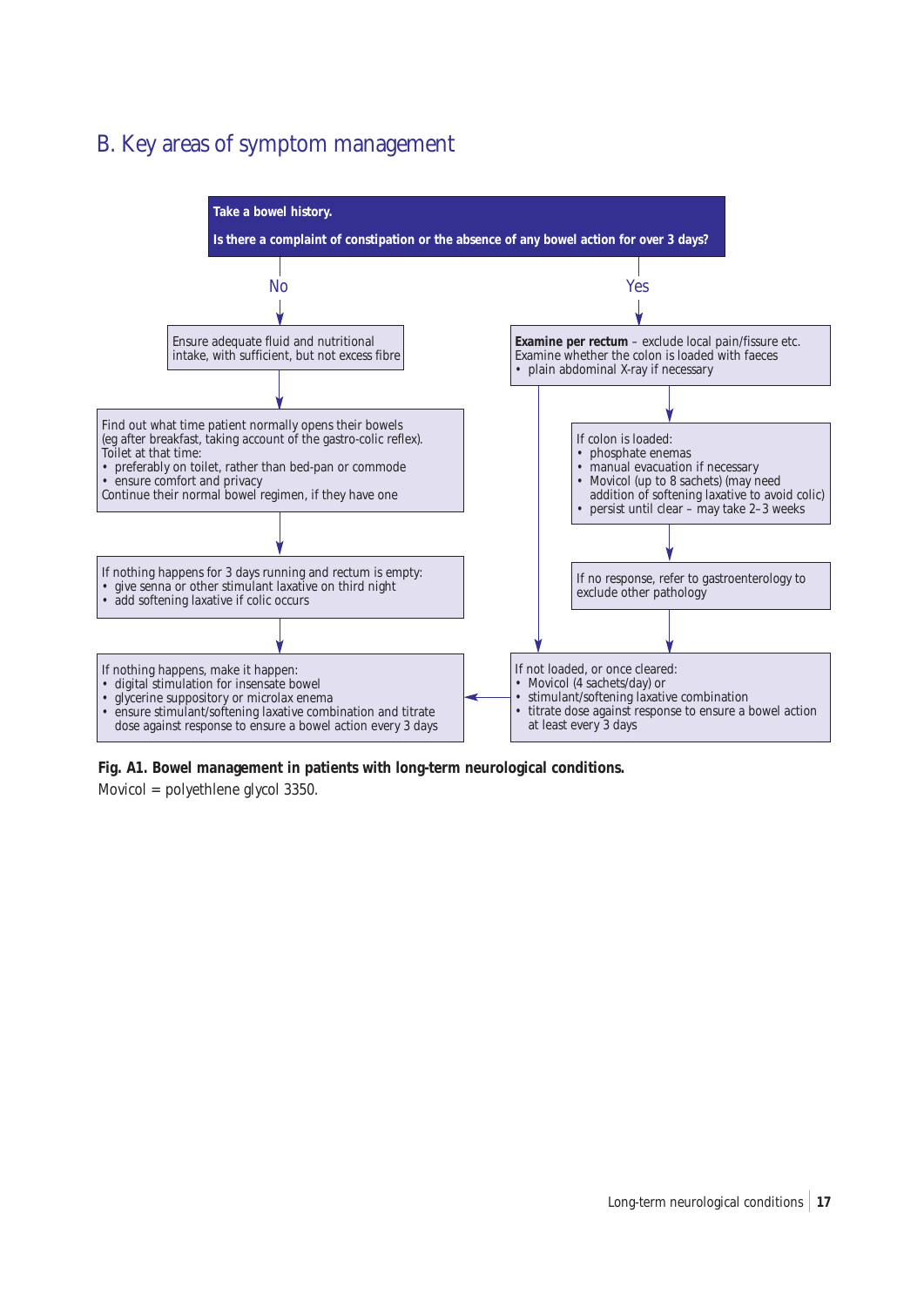## B. Key areas of symptom management

**Take a bowel history.**

**Is there a complaint of constipation or the absence of any bowel action for over 3 days?**

**No**

Ensure adequate fluid and nutritional intake, with sufficient, but not excess fibre

Find out what time patient normally opens their bowels (eg after breakfast, taking account of the gastro-colic reflex).
Toilet at that time:
- preferably on toilet, rather than bed-pan or commode
- ensure comfort and privacy

Continue their normal bowel regimen, if they have one

If nothing happens for 3 days running and rectum is empty:
- give senna or other stimulant laxative on third night
- add softening laxative if colic occurs

If nothing happens, make it happen:
- digital stimulation for insensate bowel
- glycerine suppository or microlax enema
- ensure stimulant/softening laxative combination and titrate dose against response to ensure a bowel action every 3 days

**Yes**

**Examine per rectum** – exclude local pain/fissure etc.
Examine whether the colon is loaded with faeces
- plain abdominal X-ray if necessary

If colon is loaded:
- phosphate enemas
- manual evacuation if necessary
- Movicol (up to 8 sachets) (may need addition of softening laxative to avoid colic)
- persist until clear – may take 2–3 weeks

If no response, refer to gastroenterology to exclude other pathology

If not loaded, or once cleared:
- Movicol (4 sachets/day) or
- stimulant/softening laxative combination
- titrate dose against response to ensure a bowel action at least every 3 days

**Fig. A1. Bowel management in patients with long-term neurological conditions.**
Movicol = polyethlene glycol 3350.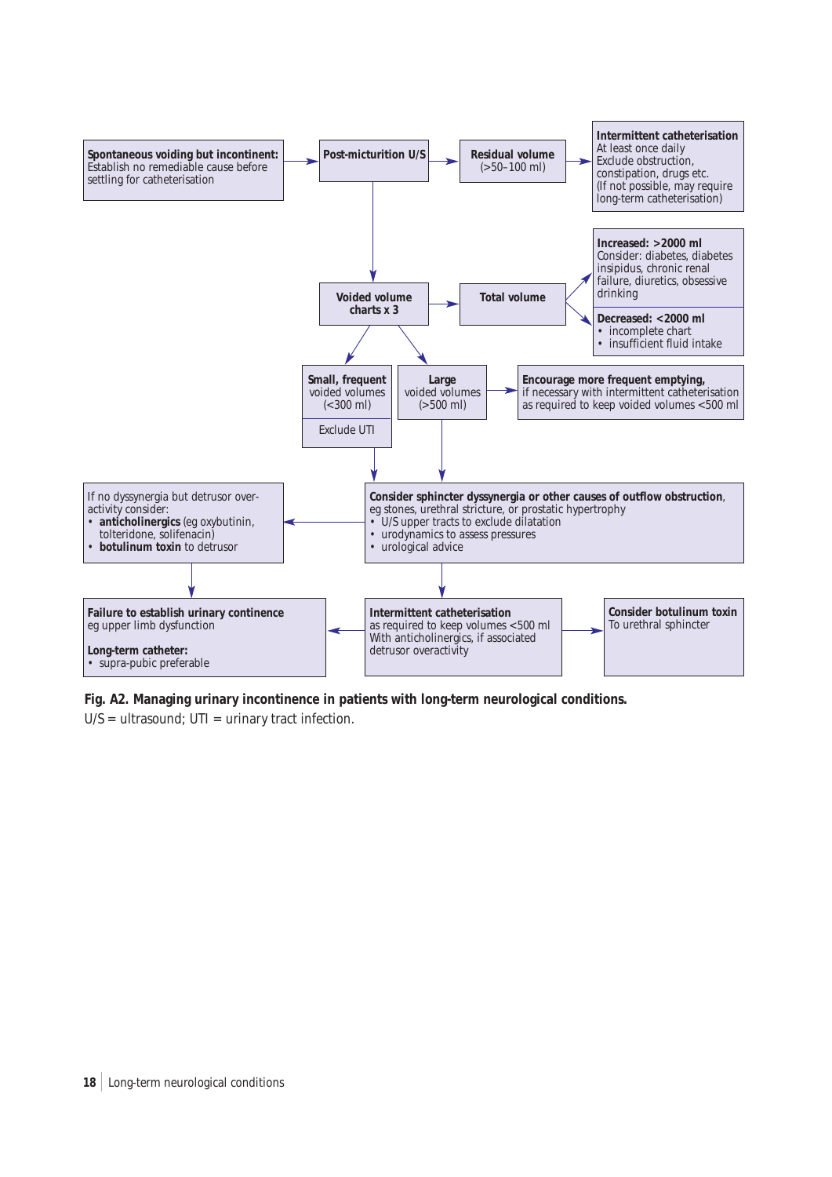**Spontaneous voiding but incontinent:** Establish no remediable cause before settling for catheterisation

**Post-micturition U/S**

**Residual volume** (>50–100 ml)

**Intermittent catheterisation**
At least once daily
Exclude obstruction, constipation, drugs etc.
(If not possible, may require long-term catheterisation)

**Voided volume charts x 3**

**Total volume**

**Increased: >2000 ml**
Consider: diabetes, diabetes insipidus, chronic renal failure, diuretics, obsessive drinking

**Decreased: <2000 ml**
- incomplete chart
- insufficient fluid intake

**Small, frequent** voided volumes (<300 ml)
Exclude UTI

**Large** voided volumes (>500 ml)

**Encourage more frequent emptying,** if necessary with intermittent catheterisation as required to keep voided volumes <500 ml

**Consider sphincter dyssynergia or other causes of outflow obstruction**, eg stones, urethral stricture, or prostatic hypertrophy
- U/S upper tracts to exclude dilatation
- urodynamics to assess pressures
- urological advice

If no dyssynergia but detrusor over-activity consider:
- **anticholinergics** (eg oxybutinin, tolteridone, solifenacin)
- **botulinum toxin** to detrusor

**Failure to establish urinary continence**
eg upper limb dysfunction

**Long-term catheter:**
- supra-pubic preferable

**Intermittent catheterisation**
as required to keep volumes <500 ml
With anticholinergics, if associated detrusor overactivity

**Consider botulinum toxin**
To urethral sphincter

**Fig. A2. Managing urinary incontinence in patients with long-term neurological conditions.**
U/S = ultrasound; UTI = urinary tract infection.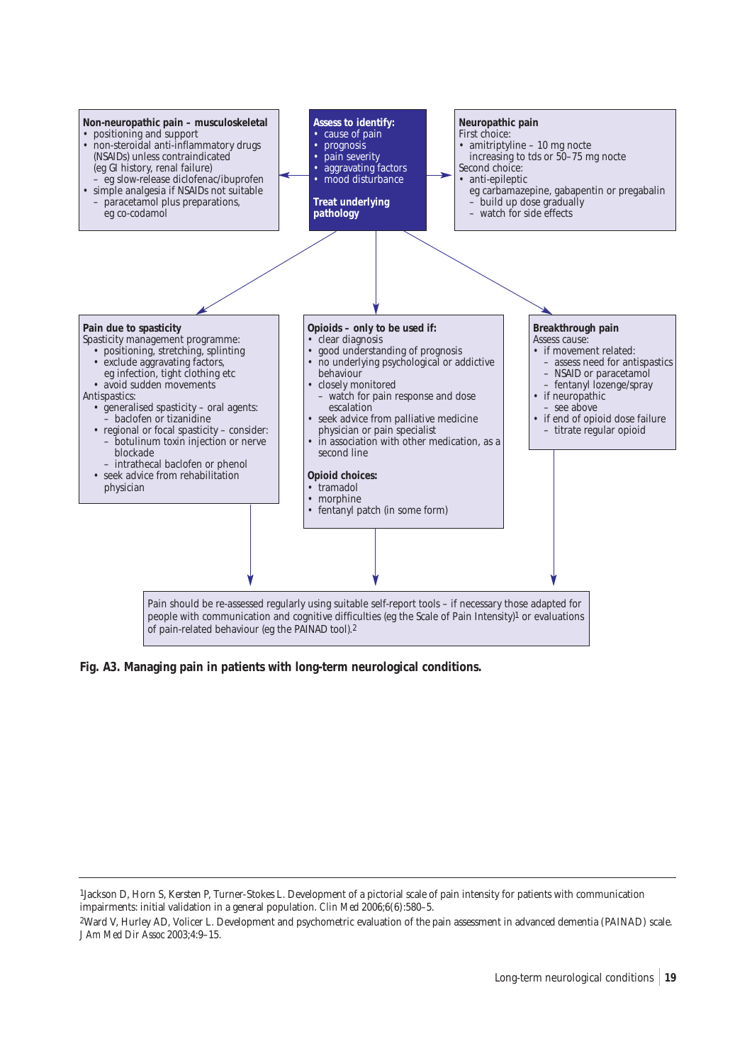**Non-neuropathic pain – musculoskeletal**

- positioning and support
- non-steroidal anti-inflammatory drugs (NSAIDs) unless contraindicated (eg GI history, renal failure)
  - eg slow-release diclofenac/ibuprofen
- simple analgesia if NSAIDs not suitable
  - paracetamol plus preparations, eg co-codamol

**Assess to identify:**

- cause of pain
- prognosis
- pain severity
- aggravating factors
- mood disturbance

**Treat underlying pathology**

**Neuropathic pain**

First choice:

- amitriptyline – 10 mg nocte increasing to tds or 50–75 mg nocte

Second choice:

- anti-epileptic eg carbamazepine, gabapentin or pregabalin
  - build up dose gradually
  - watch for side effects

**Pain due to spasticity**

Spasticity management programme:

- positioning, stretching, splinting
- exclude aggravating factors, eg infection, tight clothing etc
- avoid sudden movements

Antispastics:

- generalised spasticity – oral agents:
  - baclofen or tizanidine
- regional or focal spasticity – consider:
  - botulinum toxin injection or nerve blockade
  - intrathecal baclofen or phenol
- seek advice from rehabilitation physician

**Opioids – only to be used if:**

- clear diagnosis
- good understanding of prognosis
- no underlying psychological or addictive behaviour
- closely monitored
  - watch for pain response and dose escalation
- seek advice from palliative medicine physician or pain specialist
- in association with other medication, as a second line

**Opioid choices:**

- tramadol
- morphine
- fentanyl patch (in some form)

**Breakthrough pain**

Assess cause:

- if movement related:
  - assess need for antispastics
  - NSAID or paracetamol
  - fentanyl lozenge/spray
- if neuropathic
  - see above
- if end of opioid dose failure
  - titrate regular opioid

Pain should be re-assessed regularly using suitable self-report tools – if necessary those adapted for people with communication and cognitive difficulties (eg the Scale of Pain Intensity)[1] or evaluations of pain-related behaviour (eg the PAINAD tool).[2]

**Fig. A3. Managing pain in patients with long-term neurological conditions.**

---

[1]Jackson D, Horn S, Kersten P, Turner-Stokes L. Development of a pictorial scale of pain intensity for patients with communication impairments: initial validation in a general population. *Clin Med* 2006;6(6):580–5.

[2]Ward V, Hurley AD, Volicer L. Development and psychometric evaluation of the pain assessment in advanced dementia (PAINAD) scale. *J Am Med Dir Assoc* 2003;4:9–15.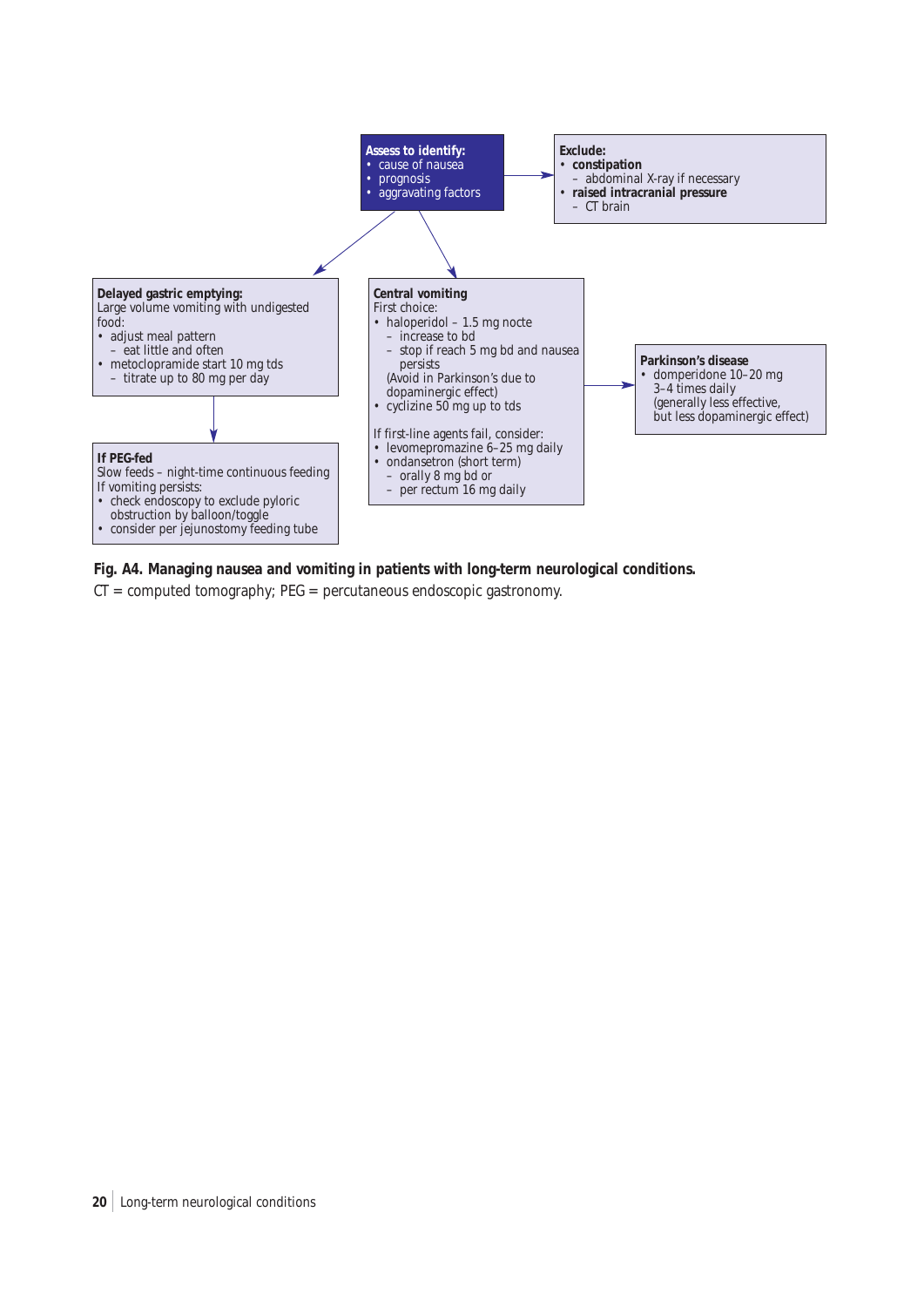**Assess to identify:**
- cause of nausea
- prognosis
- aggravating factors

**Exclude:**
- **constipation**
  - abdominal X-ray if necessary
- **raised intracranial pressure**
  - CT brain

**Delayed gastric emptying:**
Large volume vomiting with undigested food:
- adjust meal pattern
  - eat little and often
- metoclopramide start 10 mg tds
  - titrate up to 80 mg per day

**If PEG-fed**
Slow feeds – night-time continuous feeding
If vomiting persists:
- check endoscopy to exclude pyloric obstruction by balloon/toggle
- consider per jejunostomy feeding tube

**Central vomiting**
First choice:
- haloperidol – 1.5 mg nocte
  - increase to bd
  - stop if reach 5 mg bd and nausea persists

  (Avoid in Parkinson's due to dopaminergic effect)
- cyclizine 50 mg up to tds

If first-line agents fail, consider:
- levomepromazine 6–25 mg daily
- ondansetron (short term)
  - orally 8 mg bd or
  - per rectum 16 mg daily

**Parkinson's disease**
- domperidone 10–20 mg 3–4 times daily (generally less effective, but less dopaminergic effect)

**Fig. A4. Managing nausea and vomiting in patients with long-term neurological conditions.**

CT = computed tomography; PEG = percutaneous endoscopic gastronomy.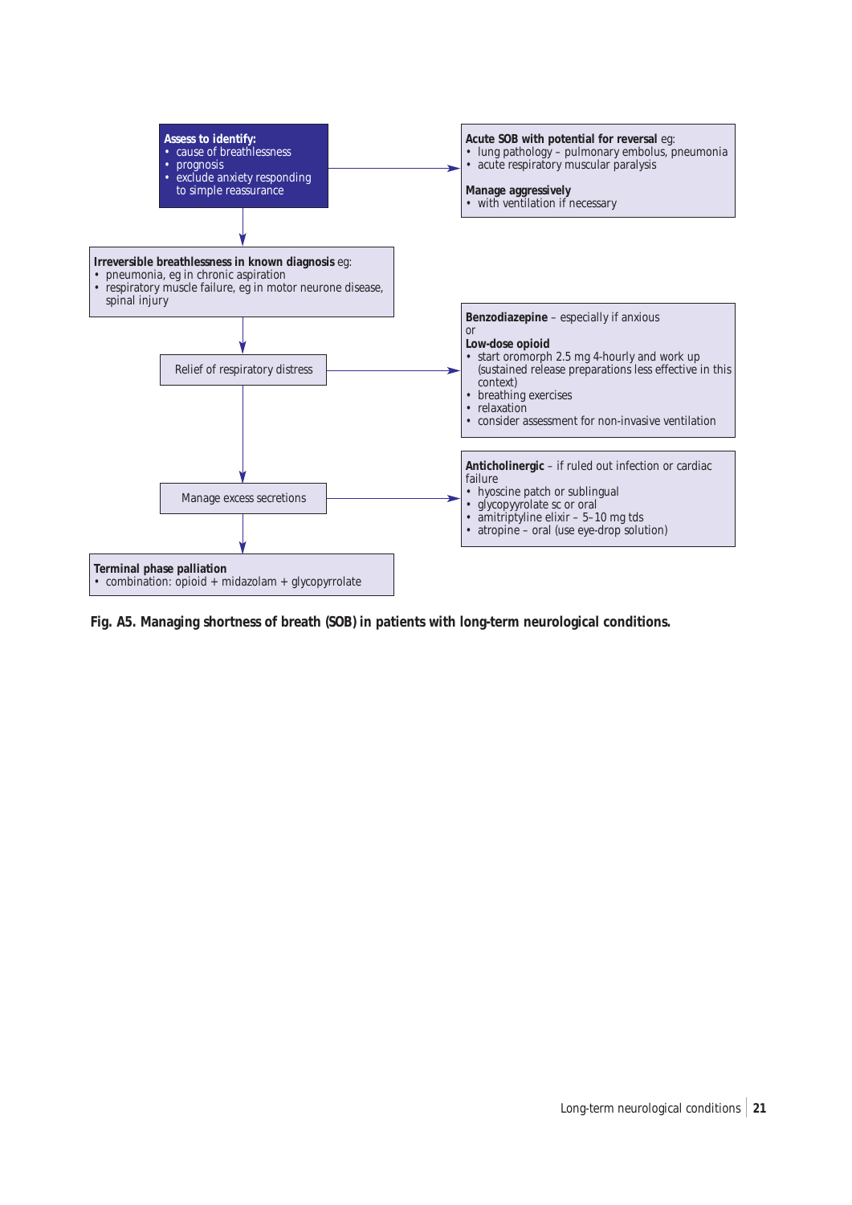**Assess to identify:**
- cause of breathlessness
- prognosis
- exclude anxiety responding to simple reassurance

**Acute SOB with potential for reversal** eg:
- lung pathology – pulmonary embolus, pneumonia
- acute respiratory muscular paralysis

**Manage aggressively**
- with ventilation if necessary

**Irreversible breathlessness in known diagnosis** eg:
- pneumonia, eg in chronic aspiration
- respiratory muscle failure, eg in motor neurone disease, spinal injury

Relief of respiratory distress

**Benzodiazepine** – especially if anxious
or
**Low-dose opioid**
- start oromorph 2.5 mg 4-hourly and work up (sustained release preparations less effective in this context)
- breathing exercises
- relaxation
- consider assessment for non-invasive ventilation

Manage excess secretions

**Anticholinergic** – if ruled out infection or cardiac failure
- hyoscine patch or sublingual
- glycopyyrolate sc or oral
- amitriptyline elixir – 5–10 mg tds
- atropine – oral (use eye-drop solution)

**Terminal phase palliation**
- combination: opioid + midazolam + glycopyrrolate

**Fig. A5. Managing shortness of breath (SOB) in patients with long-term neurological conditions.**